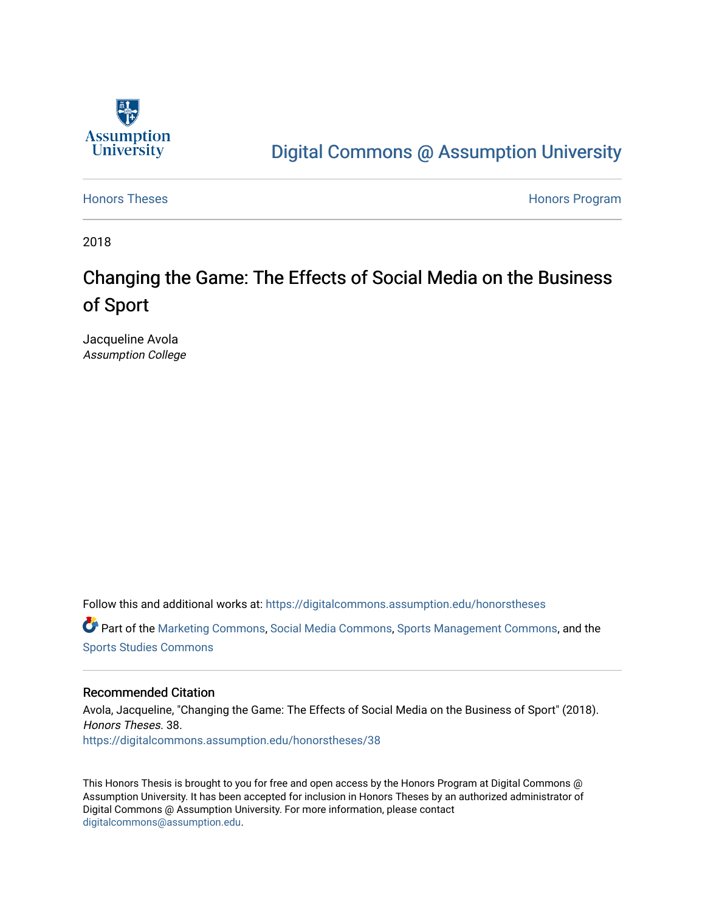Assumption University

Digital Commons @ Assumption University

Honors Theses | Honors Program

2018

# Changing the Game: The Effects of Social Media on the Business of Sport

Jacqueline Avola
*Assumption College*

Follow this and additional works at: https://digitalcommons.assumption.edu/honorstheses

Part of the Marketing Commons, Social Media Commons, Sports Management Commons, and the Sports Studies Commons

### Recommended Citation

Avola, Jacqueline, "Changing the Game: The Effects of Social Media on the Business of Sport" (2018). *Honors Theses*. 38.
https://digitalcommons.assumption.edu/honorstheses/38

This Honors Thesis is brought to you for free and open access by the Honors Program at Digital Commons @ Assumption University. It has been accepted for inclusion in Honors Theses by an authorized administrator of Digital Commons @ Assumption University. For more information, please contact digitalcommons@assumption.edu.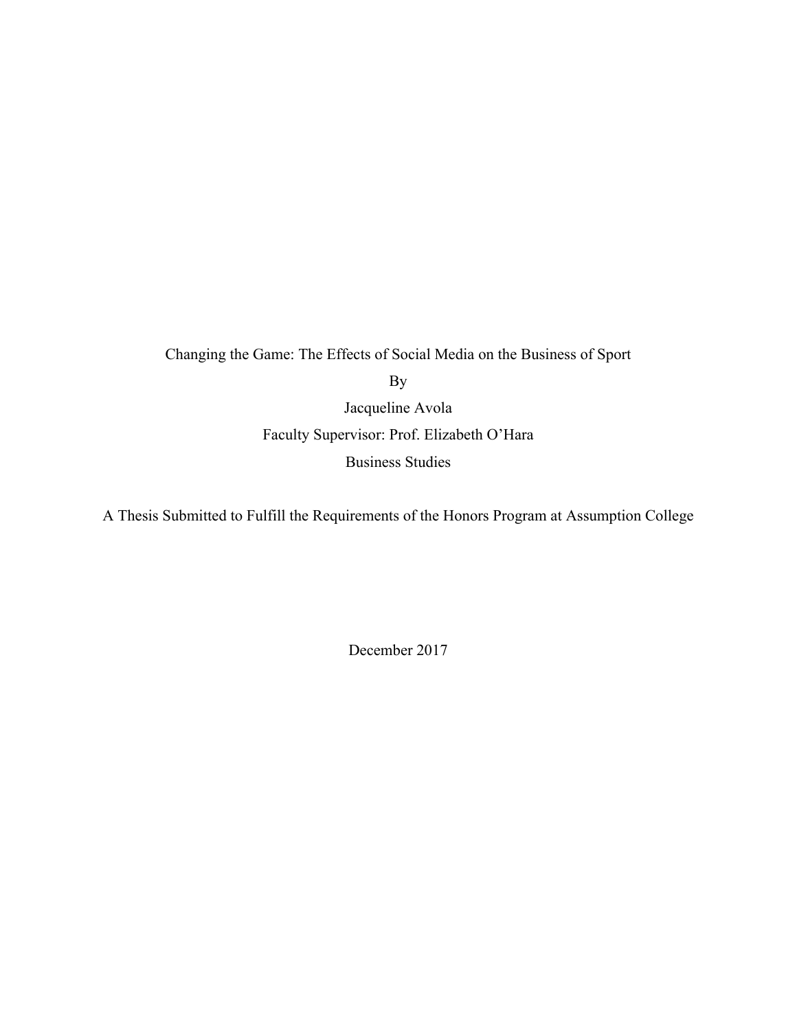Changing the Game: The Effects of Social Media on the Business of Sport

By

Jacqueline Avola

Faculty Supervisor: Prof. Elizabeth O'Hara

Business Studies

A Thesis Submitted to Fulfill the Requirements of the Honors Program at Assumption College

December 2017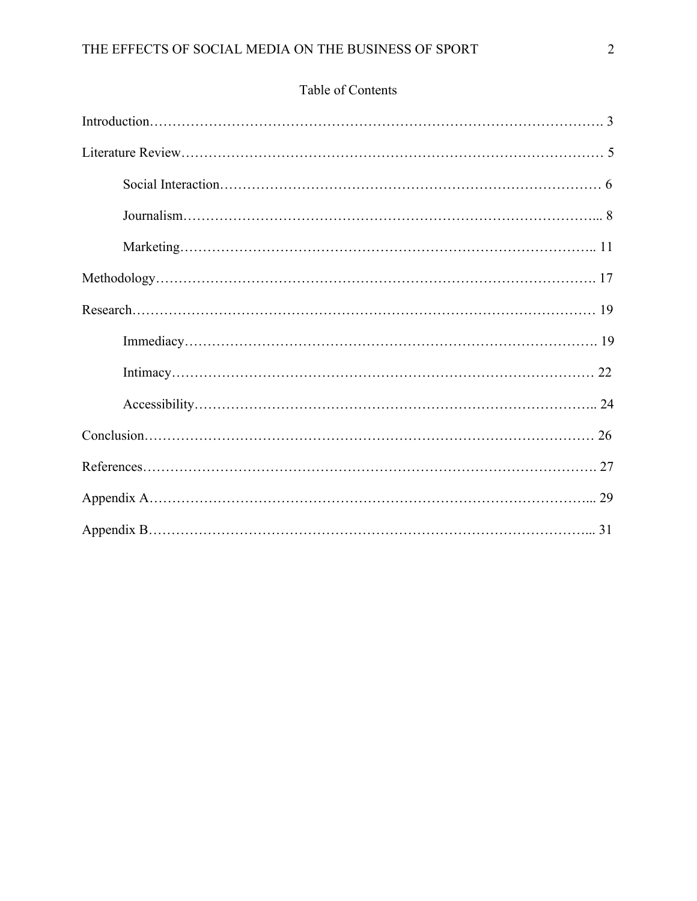## Table of Contents

Introduction………………………………………………………………………………………. 3

Literature Review……………………………………………………………………………… 5

Social Interaction……………………………………………………………………… 6

Journalism………………………………………………………………………………... 8

Marketing…………………………………………………………………………….. 11

Methodology………………………………………………………………………………. 17

Research………………………………………………………………………………………… 19

Immediacy………………………………………………………………………………. 19

Intimacy……………………………………………………………………………… 22

Accessibility……………………………………………………………………………….. 24

Conclusion………………………………………………………………………………… 26

References………………………………………………………………………………………. 27

Appendix A………………………………………………………………………………………... 29

Appendix B………………………………………………………………………………………... 31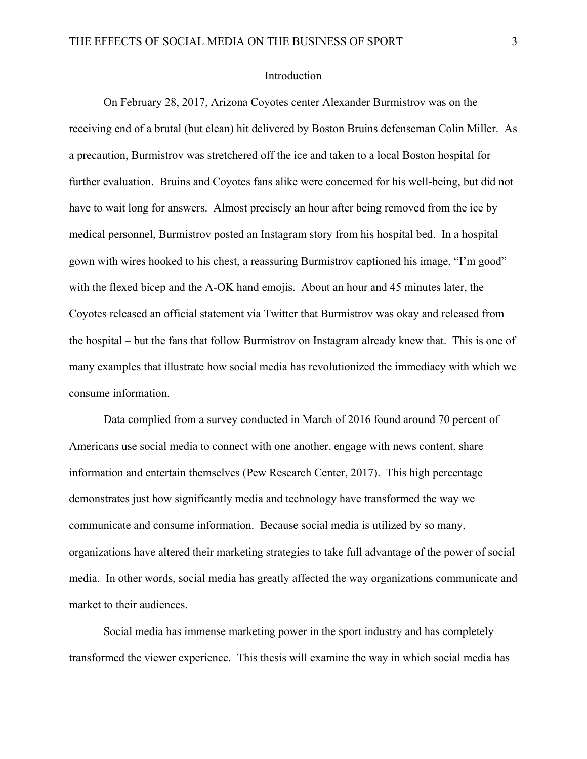## Introduction

On February 28, 2017, Arizona Coyotes center Alexander Burmistrov was on the receiving end of a brutal (but clean) hit delivered by Boston Bruins defenseman Colin Miller. As a precaution, Burmistrov was stretchered off the ice and taken to a local Boston hospital for further evaluation. Bruins and Coyotes fans alike were concerned for his well-being, but did not have to wait long for answers. Almost precisely an hour after being removed from the ice by medical personnel, Burmistrov posted an Instagram story from his hospital bed. In a hospital gown with wires hooked to his chest, a reassuring Burmistrov captioned his image, "I'm good" with the flexed bicep and the A-OK hand emojis. About an hour and 45 minutes later, the Coyotes released an official statement via Twitter that Burmistrov was okay and released from the hospital – but the fans that follow Burmistrov on Instagram already knew that. This is one of many examples that illustrate how social media has revolutionized the immediacy with which we consume information.

Data complied from a survey conducted in March of 2016 found around 70 percent of Americans use social media to connect with one another, engage with news content, share information and entertain themselves (Pew Research Center, 2017). This high percentage demonstrates just how significantly media and technology have transformed the way we communicate and consume information. Because social media is utilized by so many, organizations have altered their marketing strategies to take full advantage of the power of social media. In other words, social media has greatly affected the way organizations communicate and market to their audiences.

Social media has immense marketing power in the sport industry and has completely transformed the viewer experience. This thesis will examine the way in which social media has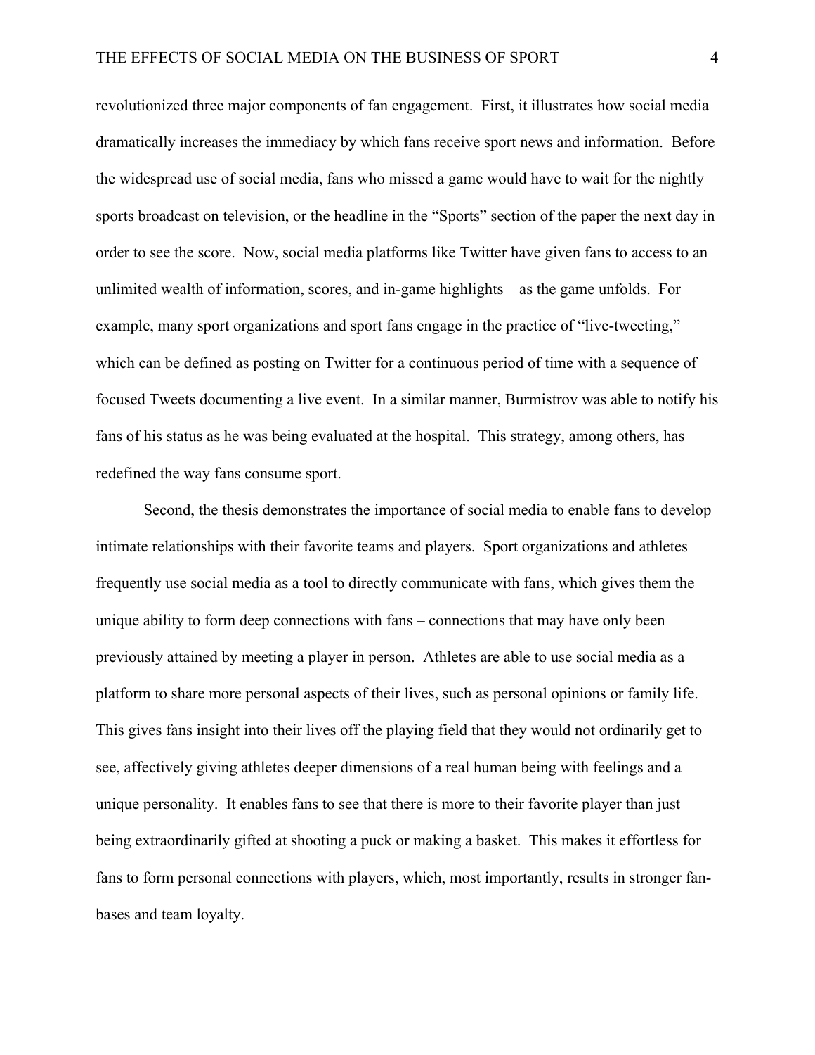revolutionized three major components of fan engagement. First, it illustrates how social media dramatically increases the immediacy by which fans receive sport news and information. Before the widespread use of social media, fans who missed a game would have to wait for the nightly sports broadcast on television, or the headline in the "Sports" section of the paper the next day in order to see the score. Now, social media platforms like Twitter have given fans to access to an unlimited wealth of information, scores, and in-game highlights – as the game unfolds. For example, many sport organizations and sport fans engage in the practice of "live-tweeting," which can be defined as posting on Twitter for a continuous period of time with a sequence of focused Tweets documenting a live event. In a similar manner, Burmistrov was able to notify his fans of his status as he was being evaluated at the hospital. This strategy, among others, has redefined the way fans consume sport.

Second, the thesis demonstrates the importance of social media to enable fans to develop intimate relationships with their favorite teams and players. Sport organizations and athletes frequently use social media as a tool to directly communicate with fans, which gives them the unique ability to form deep connections with fans – connections that may have only been previously attained by meeting a player in person. Athletes are able to use social media as a platform to share more personal aspects of their lives, such as personal opinions or family life. This gives fans insight into their lives off the playing field that they would not ordinarily get to see, affectively giving athletes deeper dimensions of a real human being with feelings and a unique personality. It enables fans to see that there is more to their favorite player than just being extraordinarily gifted at shooting a puck or making a basket. This makes it effortless for fans to form personal connections with players, which, most importantly, results in stronger fan-bases and team loyalty.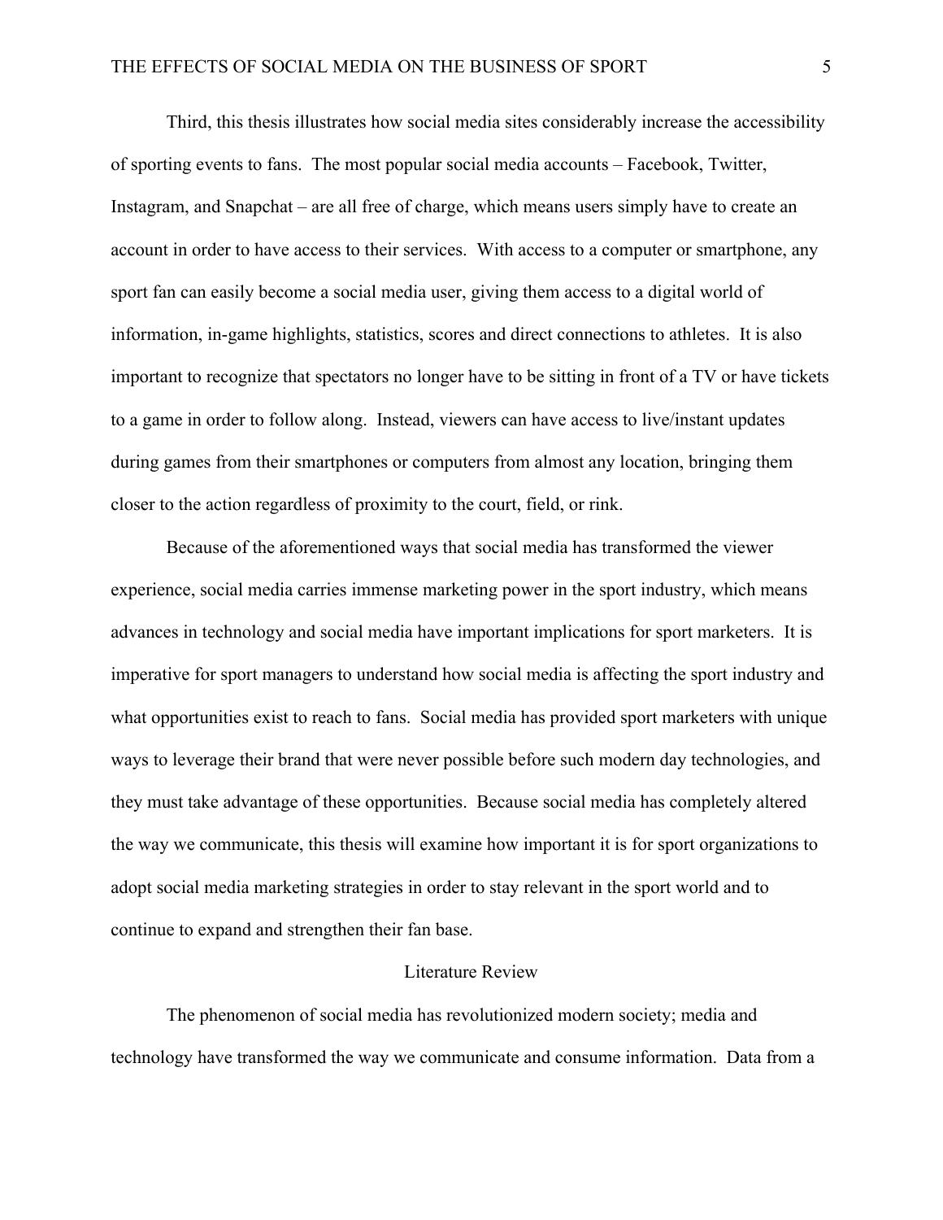Third, this thesis illustrates how social media sites considerably increase the accessibility of sporting events to fans. The most popular social media accounts – Facebook, Twitter, Instagram, and Snapchat – are all free of charge, which means users simply have to create an account in order to have access to their services. With access to a computer or smartphone, any sport fan can easily become a social media user, giving them access to a digital world of information, in-game highlights, statistics, scores and direct connections to athletes. It is also important to recognize that spectators no longer have to be sitting in front of a TV or have tickets to a game in order to follow along. Instead, viewers can have access to live/instant updates during games from their smartphones or computers from almost any location, bringing them closer to the action regardless of proximity to the court, field, or rink.

Because of the aforementioned ways that social media has transformed the viewer experience, social media carries immense marketing power in the sport industry, which means advances in technology and social media have important implications for sport marketers. It is imperative for sport managers to understand how social media is affecting the sport industry and what opportunities exist to reach to fans. Social media has provided sport marketers with unique ways to leverage their brand that were never possible before such modern day technologies, and they must take advantage of these opportunities. Because social media has completely altered the way we communicate, this thesis will examine how important it is for sport organizations to adopt social media marketing strategies in order to stay relevant in the sport world and to continue to expand and strengthen their fan base.

## Literature Review

The phenomenon of social media has revolutionized modern society; media and technology have transformed the way we communicate and consume information. Data from a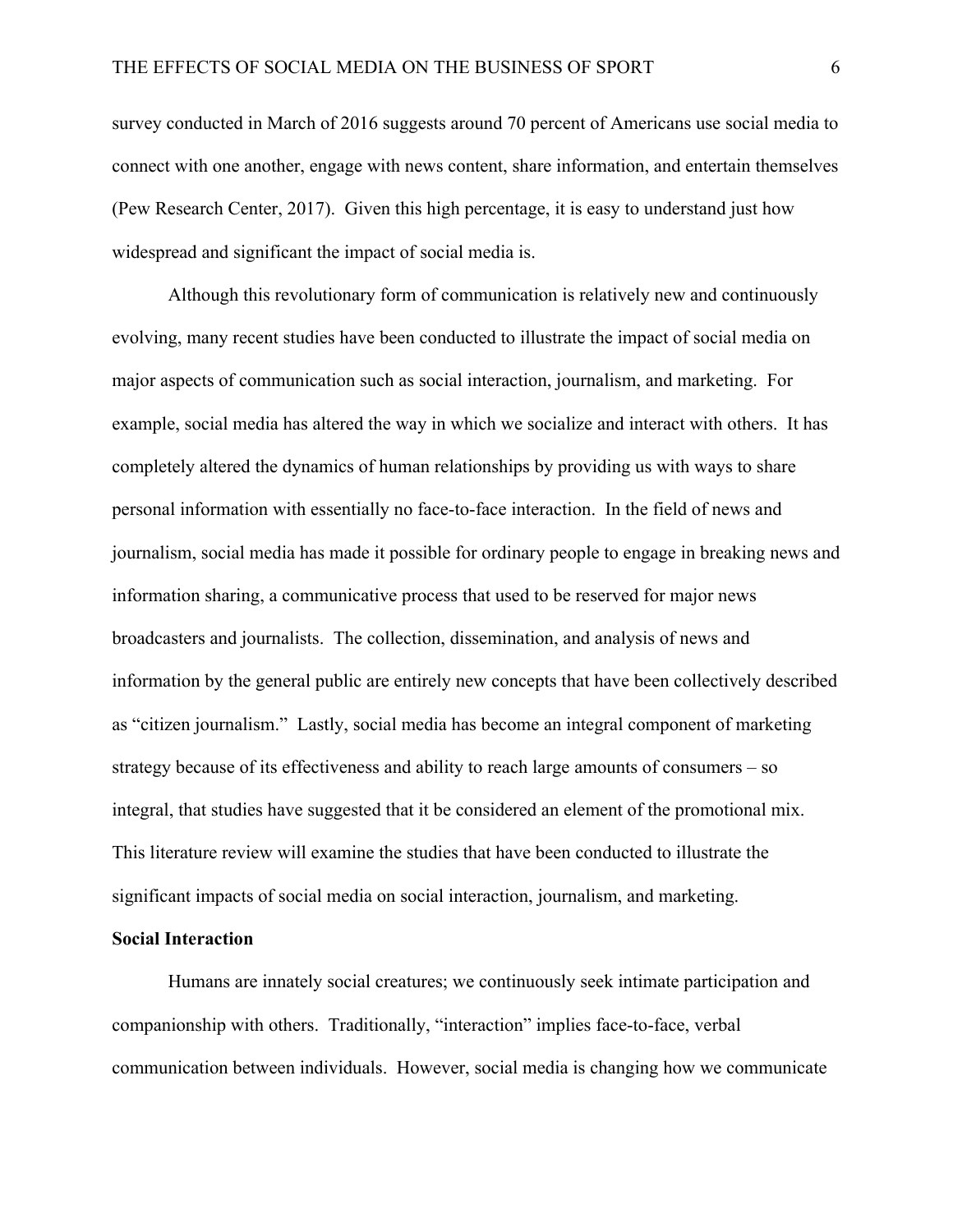survey conducted in March of 2016 suggests around 70 percent of Americans use social media to connect with one another, engage with news content, share information, and entertain themselves (Pew Research Center, 2017). Given this high percentage, it is easy to understand just how widespread and significant the impact of social media is.

Although this revolutionary form of communication is relatively new and continuously evolving, many recent studies have been conducted to illustrate the impact of social media on major aspects of communication such as social interaction, journalism, and marketing. For example, social media has altered the way in which we socialize and interact with others. It has completely altered the dynamics of human relationships by providing us with ways to share personal information with essentially no face-to-face interaction. In the field of news and journalism, social media has made it possible for ordinary people to engage in breaking news and information sharing, a communicative process that used to be reserved for major news broadcasters and journalists. The collection, dissemination, and analysis of news and information by the general public are entirely new concepts that have been collectively described as "citizen journalism." Lastly, social media has become an integral component of marketing strategy because of its effectiveness and ability to reach large amounts of consumers – so integral, that studies have suggested that it be considered an element of the promotional mix. This literature review will examine the studies that have been conducted to illustrate the significant impacts of social media on social interaction, journalism, and marketing.

**Social Interaction**

Humans are innately social creatures; we continuously seek intimate participation and companionship with others. Traditionally, "interaction" implies face-to-face, verbal communication between individuals. However, social media is changing how we communicate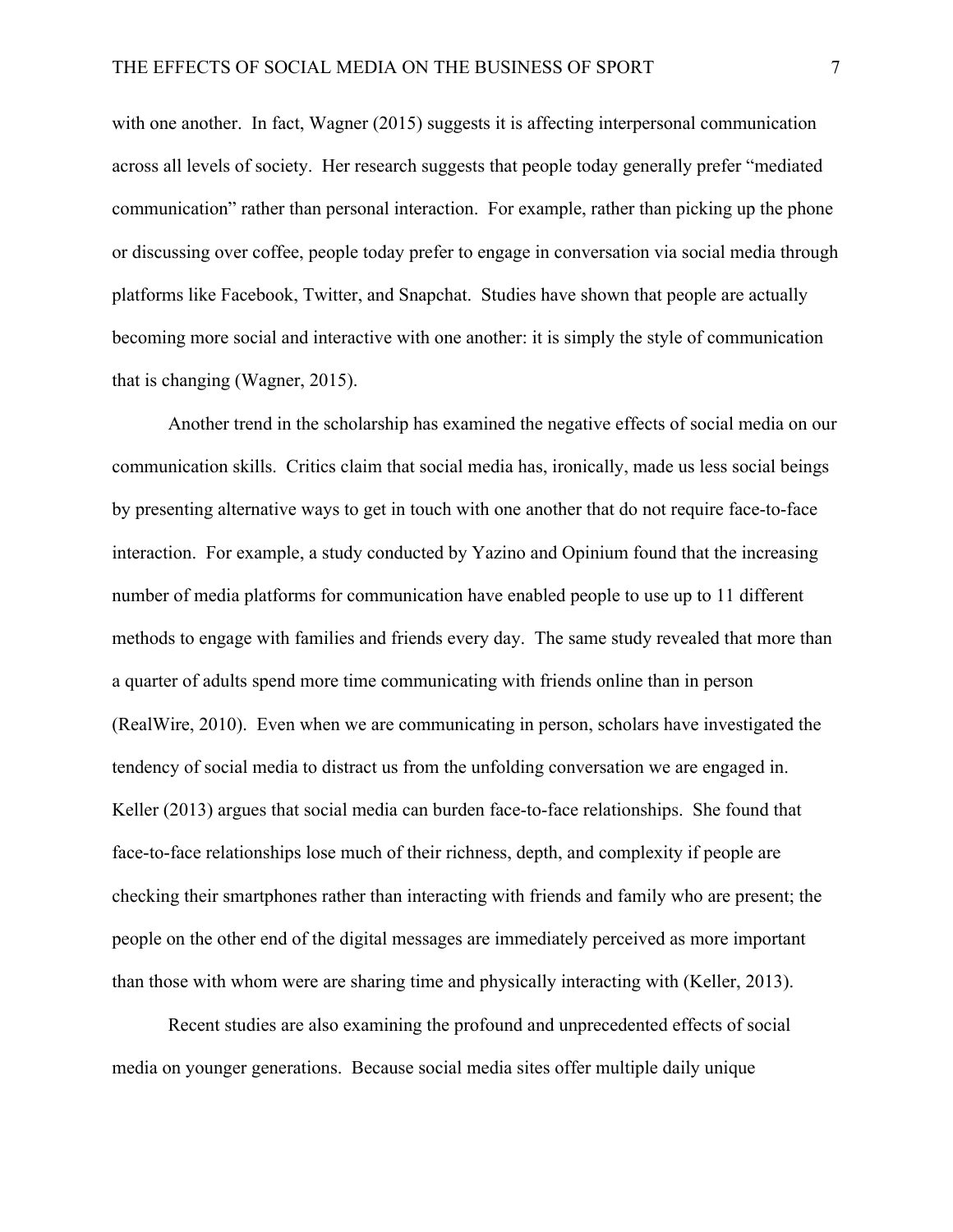with one another. In fact, Wagner (2015) suggests it is affecting interpersonal communication across all levels of society. Her research suggests that people today generally prefer "mediated communication" rather than personal interaction. For example, rather than picking up the phone or discussing over coffee, people today prefer to engage in conversation via social media through platforms like Facebook, Twitter, and Snapchat. Studies have shown that people are actually becoming more social and interactive with one another: it is simply the style of communication that is changing (Wagner, 2015).

Another trend in the scholarship has examined the negative effects of social media on our communication skills. Critics claim that social media has, ironically, made us less social beings by presenting alternative ways to get in touch with one another that do not require face-to-face interaction. For example, a study conducted by Yazino and Opinium found that the increasing number of media platforms for communication have enabled people to use up to 11 different methods to engage with families and friends every day. The same study revealed that more than a quarter of adults spend more time communicating with friends online than in person (RealWire, 2010). Even when we are communicating in person, scholars have investigated the tendency of social media to distract us from the unfolding conversation we are engaged in. Keller (2013) argues that social media can burden face-to-face relationships. She found that face-to-face relationships lose much of their richness, depth, and complexity if people are checking their smartphones rather than interacting with friends and family who are present; the people on the other end of the digital messages are immediately perceived as more important than those with whom were are sharing time and physically interacting with (Keller, 2013).

Recent studies are also examining the profound and unprecedented effects of social media on younger generations. Because social media sites offer multiple daily unique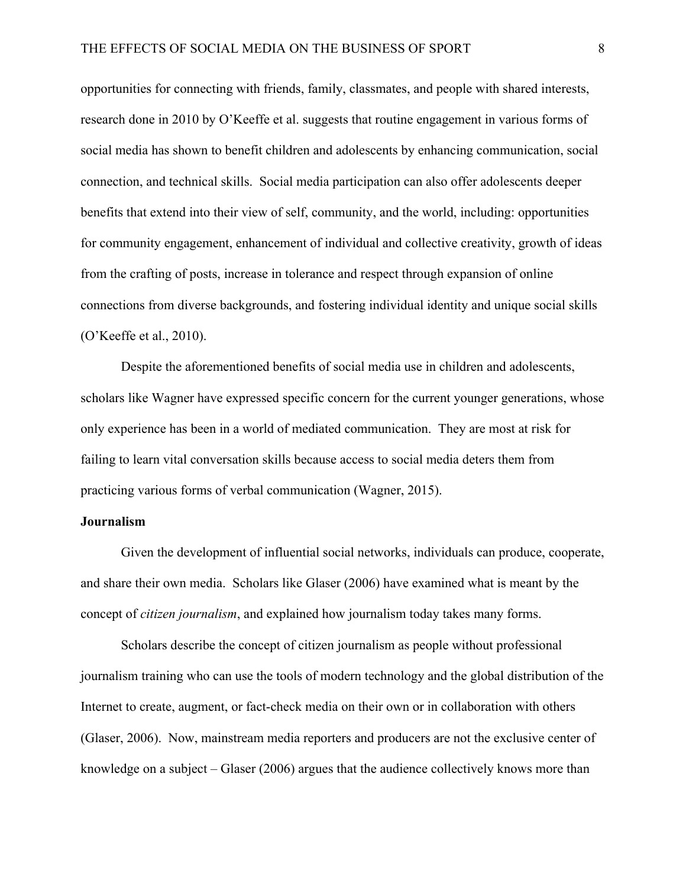opportunities for connecting with friends, family, classmates, and people with shared interests, research done in 2010 by O'Keeffe et al. suggests that routine engagement in various forms of social media has shown to benefit children and adolescents by enhancing communication, social connection, and technical skills. Social media participation can also offer adolescents deeper benefits that extend into their view of self, community, and the world, including: opportunities for community engagement, enhancement of individual and collective creativity, growth of ideas from the crafting of posts, increase in tolerance and respect through expansion of online connections from diverse backgrounds, and fostering individual identity and unique social skills (O'Keeffe et al., 2010).

Despite the aforementioned benefits of social media use in children and adolescents, scholars like Wagner have expressed specific concern for the current younger generations, whose only experience has been in a world of mediated communication. They are most at risk for failing to learn vital conversation skills because access to social media deters them from practicing various forms of verbal communication (Wagner, 2015).

**Journalism**

Given the development of influential social networks, individuals can produce, cooperate, and share their own media. Scholars like Glaser (2006) have examined what is meant by the concept of *citizen journalism*, and explained how journalism today takes many forms.

Scholars describe the concept of citizen journalism as people without professional journalism training who can use the tools of modern technology and the global distribution of the Internet to create, augment, or fact-check media on their own or in collaboration with others (Glaser, 2006). Now, mainstream media reporters and producers are not the exclusive center of knowledge on a subject – Glaser (2006) argues that the audience collectively knows more than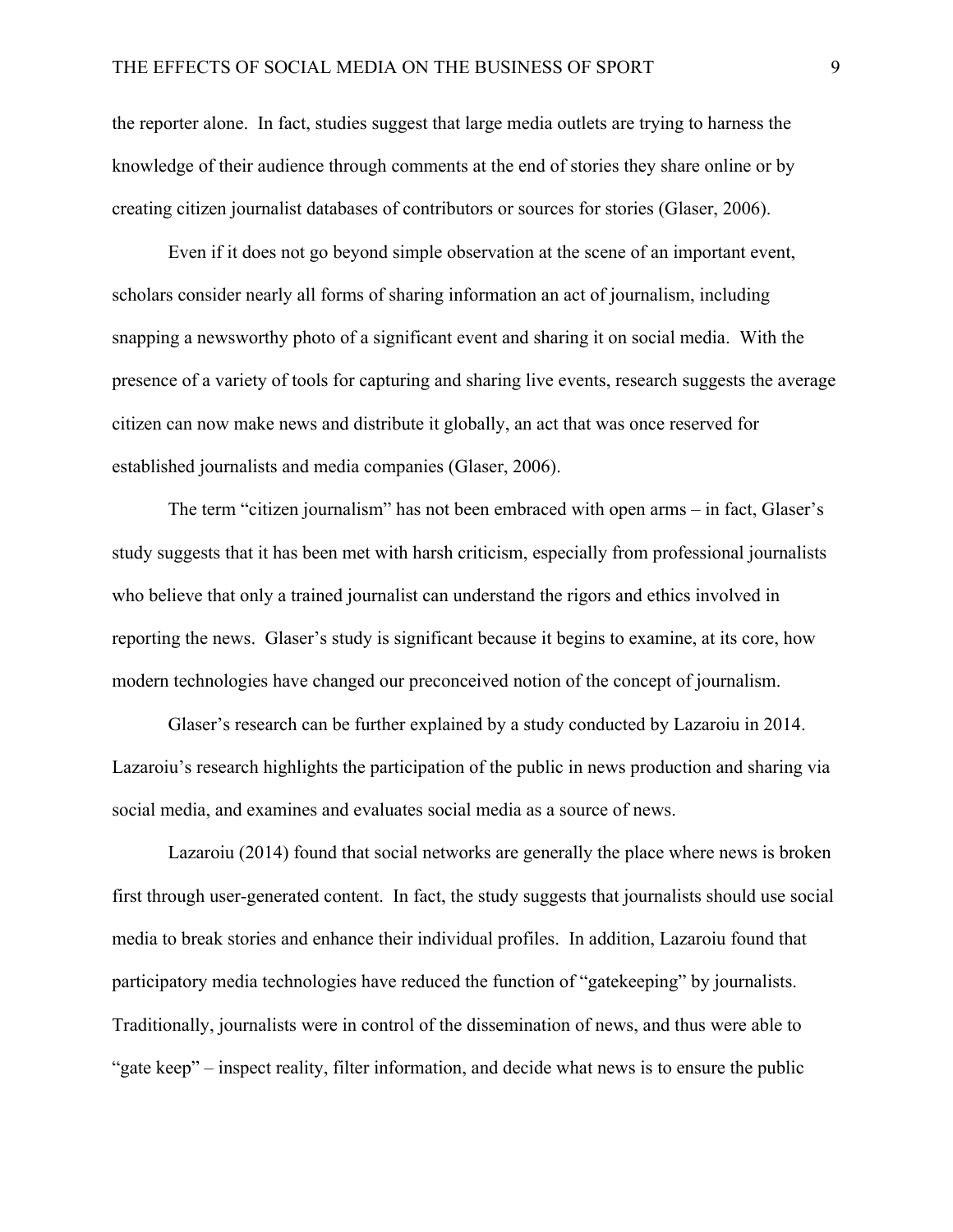the reporter alone. In fact, studies suggest that large media outlets are trying to harness the knowledge of their audience through comments at the end of stories they share online or by creating citizen journalist databases of contributors or sources for stories (Glaser, 2006).

Even if it does not go beyond simple observation at the scene of an important event, scholars consider nearly all forms of sharing information an act of journalism, including snapping a newsworthy photo of a significant event and sharing it on social media. With the presence of a variety of tools for capturing and sharing live events, research suggests the average citizen can now make news and distribute it globally, an act that was once reserved for established journalists and media companies (Glaser, 2006).

The term "citizen journalism" has not been embraced with open arms – in fact, Glaser's study suggests that it has been met with harsh criticism, especially from professional journalists who believe that only a trained journalist can understand the rigors and ethics involved in reporting the news. Glaser's study is significant because it begins to examine, at its core, how modern technologies have changed our preconceived notion of the concept of journalism.

Glaser's research can be further explained by a study conducted by Lazaroiu in 2014. Lazaroiu's research highlights the participation of the public in news production and sharing via social media, and examines and evaluates social media as a source of news.

Lazaroiu (2014) found that social networks are generally the place where news is broken first through user-generated content. In fact, the study suggests that journalists should use social media to break stories and enhance their individual profiles. In addition, Lazaroiu found that participatory media technologies have reduced the function of "gatekeeping" by journalists. Traditionally, journalists were in control of the dissemination of news, and thus were able to "gate keep" – inspect reality, filter information, and decide what news is to ensure the public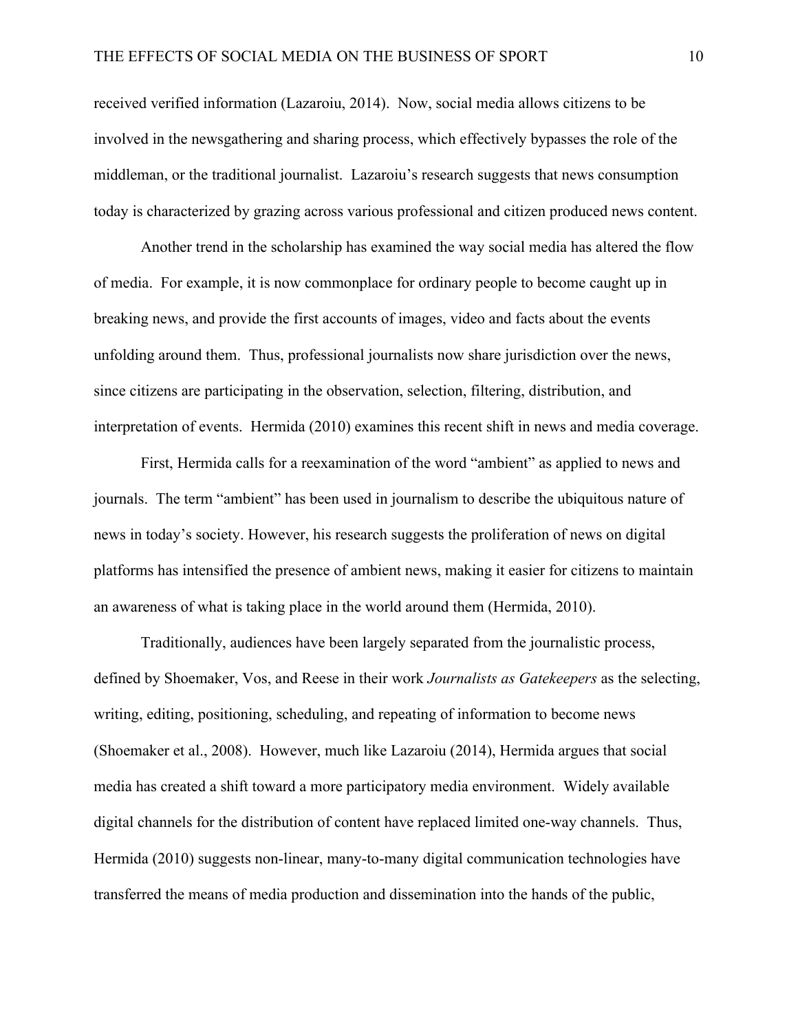received verified information (Lazaroiu, 2014). Now, social media allows citizens to be involved in the newsgathering and sharing process, which effectively bypasses the role of the middleman, or the traditional journalist. Lazaroiu's research suggests that news consumption today is characterized by grazing across various professional and citizen produced news content.

Another trend in the scholarship has examined the way social media has altered the flow of media. For example, it is now commonplace for ordinary people to become caught up in breaking news, and provide the first accounts of images, video and facts about the events unfolding around them. Thus, professional journalists now share jurisdiction over the news, since citizens are participating in the observation, selection, filtering, distribution, and interpretation of events. Hermida (2010) examines this recent shift in news and media coverage.

First, Hermida calls for a reexamination of the word "ambient" as applied to news and journals. The term "ambient" has been used in journalism to describe the ubiquitous nature of news in today's society. However, his research suggests the proliferation of news on digital platforms has intensified the presence of ambient news, making it easier for citizens to maintain an awareness of what is taking place in the world around them (Hermida, 2010).

Traditionally, audiences have been largely separated from the journalistic process, defined by Shoemaker, Vos, and Reese in their work *Journalists as Gatekeepers* as the selecting, writing, editing, positioning, scheduling, and repeating of information to become news (Shoemaker et al., 2008). However, much like Lazaroiu (2014), Hermida argues that social media has created a shift toward a more participatory media environment. Widely available digital channels for the distribution of content have replaced limited one-way channels. Thus, Hermida (2010) suggests non-linear, many-to-many digital communication technologies have transferred the means of media production and dissemination into the hands of the public,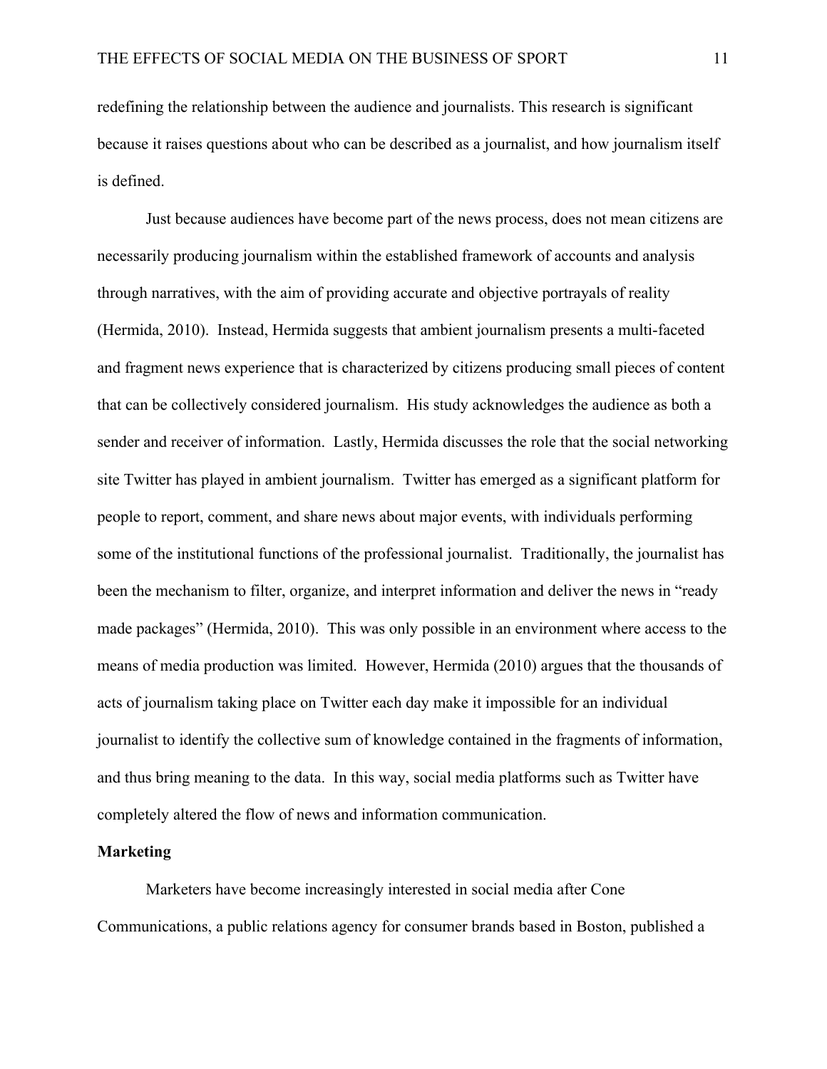redefining the relationship between the audience and journalists. This research is significant because it raises questions about who can be described as a journalist, and how journalism itself is defined.

Just because audiences have become part of the news process, does not mean citizens are necessarily producing journalism within the established framework of accounts and analysis through narratives, with the aim of providing accurate and objective portrayals of reality (Hermida, 2010). Instead, Hermida suggests that ambient journalism presents a multi-faceted and fragment news experience that is characterized by citizens producing small pieces of content that can be collectively considered journalism. His study acknowledges the audience as both a sender and receiver of information. Lastly, Hermida discusses the role that the social networking site Twitter has played in ambient journalism. Twitter has emerged as a significant platform for people to report, comment, and share news about major events, with individuals performing some of the institutional functions of the professional journalist. Traditionally, the journalist has been the mechanism to filter, organize, and interpret information and deliver the news in "ready made packages" (Hermida, 2010). This was only possible in an environment where access to the means of media production was limited. However, Hermida (2010) argues that the thousands of acts of journalism taking place on Twitter each day make it impossible for an individual journalist to identify the collective sum of knowledge contained in the fragments of information, and thus bring meaning to the data. In this way, social media platforms such as Twitter have completely altered the flow of news and information communication.

**Marketing**

Marketers have become increasingly interested in social media after Cone Communications, a public relations agency for consumer brands based in Boston, published a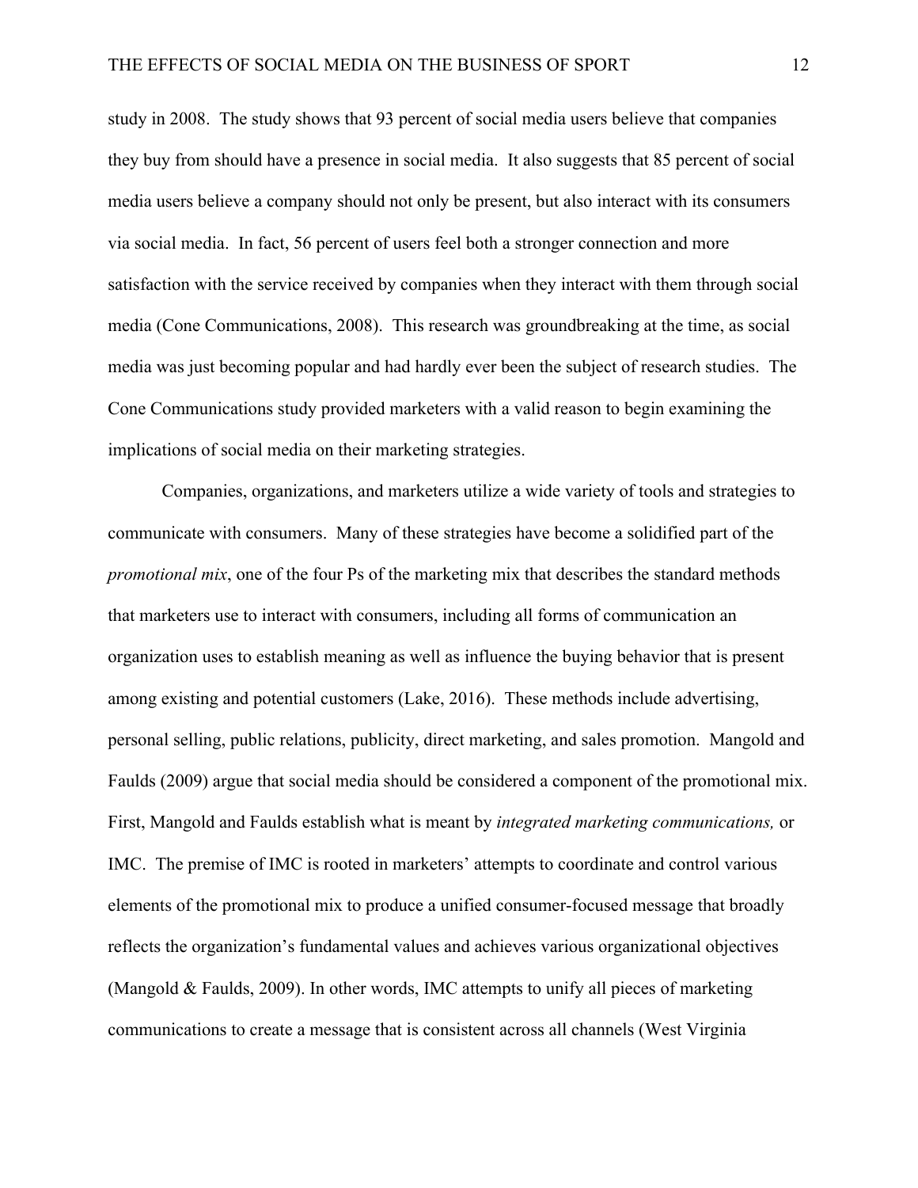study in 2008. The study shows that 93 percent of social media users believe that companies they buy from should have a presence in social media. It also suggests that 85 percent of social media users believe a company should not only be present, but also interact with its consumers via social media. In fact, 56 percent of users feel both a stronger connection and more satisfaction with the service received by companies when they interact with them through social media (Cone Communications, 2008). This research was groundbreaking at the time, as social media was just becoming popular and had hardly ever been the subject of research studies. The Cone Communications study provided marketers with a valid reason to begin examining the implications of social media on their marketing strategies.

Companies, organizations, and marketers utilize a wide variety of tools and strategies to communicate with consumers. Many of these strategies have become a solidified part of the *promotional mix*, one of the four Ps of the marketing mix that describes the standard methods that marketers use to interact with consumers, including all forms of communication an organization uses to establish meaning as well as influence the buying behavior that is present among existing and potential customers (Lake, 2016). These methods include advertising, personal selling, public relations, publicity, direct marketing, and sales promotion. Mangold and Faulds (2009) argue that social media should be considered a component of the promotional mix. First, Mangold and Faulds establish what is meant by *integrated marketing communications,* or IMC. The premise of IMC is rooted in marketers' attempts to coordinate and control various elements of the promotional mix to produce a unified consumer-focused message that broadly reflects the organization's fundamental values and achieves various organizational objectives (Mangold & Faulds, 2009). In other words, IMC attempts to unify all pieces of marketing communications to create a message that is consistent across all channels (West Virginia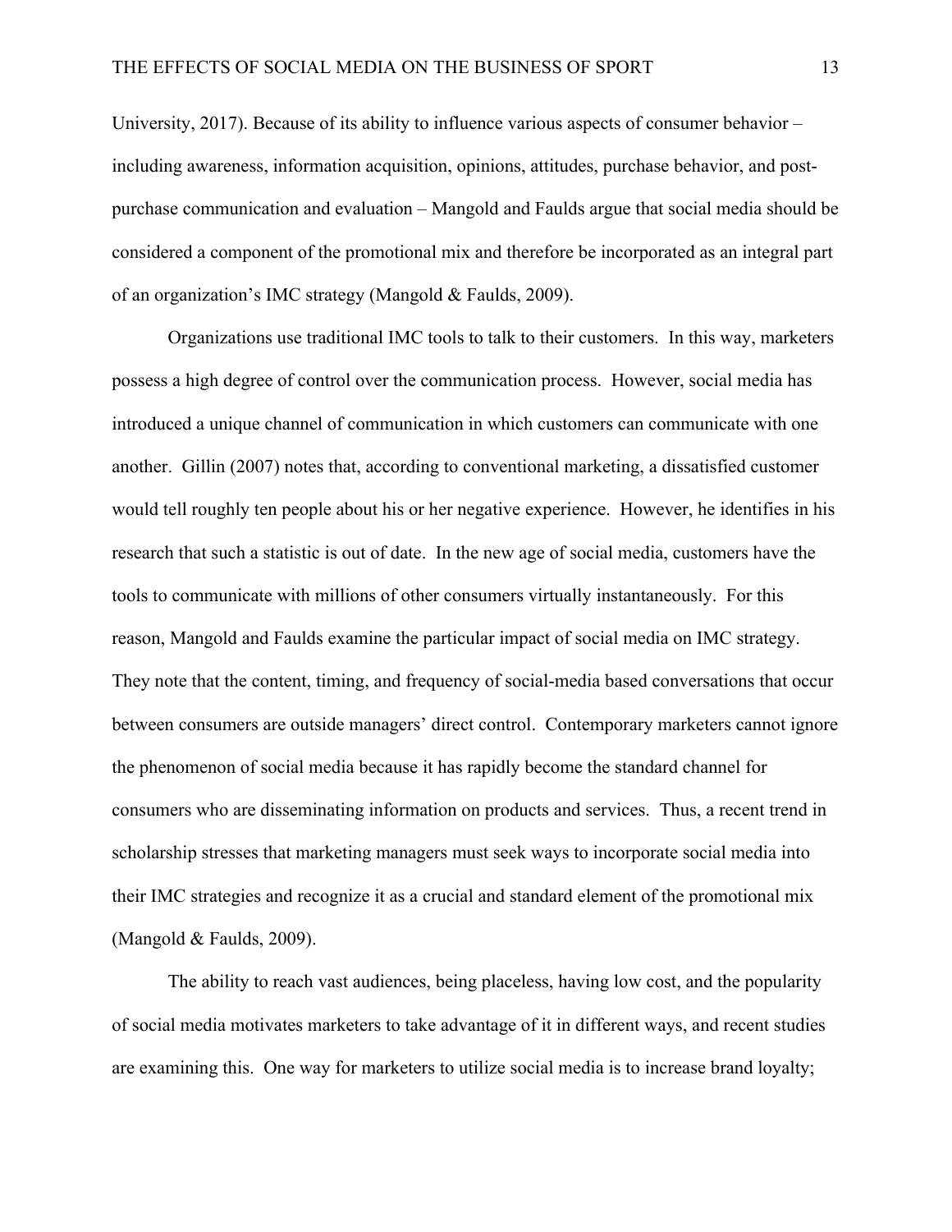University, 2017). Because of its ability to influence various aspects of consumer behavior – including awareness, information acquisition, opinions, attitudes, purchase behavior, and post-purchase communication and evaluation – Mangold and Faulds argue that social media should be considered a component of the promotional mix and therefore be incorporated as an integral part of an organization's IMC strategy (Mangold & Faulds, 2009).

Organizations use traditional IMC tools to talk to their customers. In this way, marketers possess a high degree of control over the communication process. However, social media has introduced a unique channel of communication in which customers can communicate with one another. Gillin (2007) notes that, according to conventional marketing, a dissatisfied customer would tell roughly ten people about his or her negative experience. However, he identifies in his research that such a statistic is out of date. In the new age of social media, customers have the tools to communicate with millions of other consumers virtually instantaneously. For this reason, Mangold and Faulds examine the particular impact of social media on IMC strategy. They note that the content, timing, and frequency of social-media based conversations that occur between consumers are outside managers' direct control. Contemporary marketers cannot ignore the phenomenon of social media because it has rapidly become the standard channel for consumers who are disseminating information on products and services. Thus, a recent trend in scholarship stresses that marketing managers must seek ways to incorporate social media into their IMC strategies and recognize it as a crucial and standard element of the promotional mix (Mangold & Faulds, 2009).

The ability to reach vast audiences, being placeless, having low cost, and the popularity of social media motivates marketers to take advantage of it in different ways, and recent studies are examining this. One way for marketers to utilize social media is to increase brand loyalty;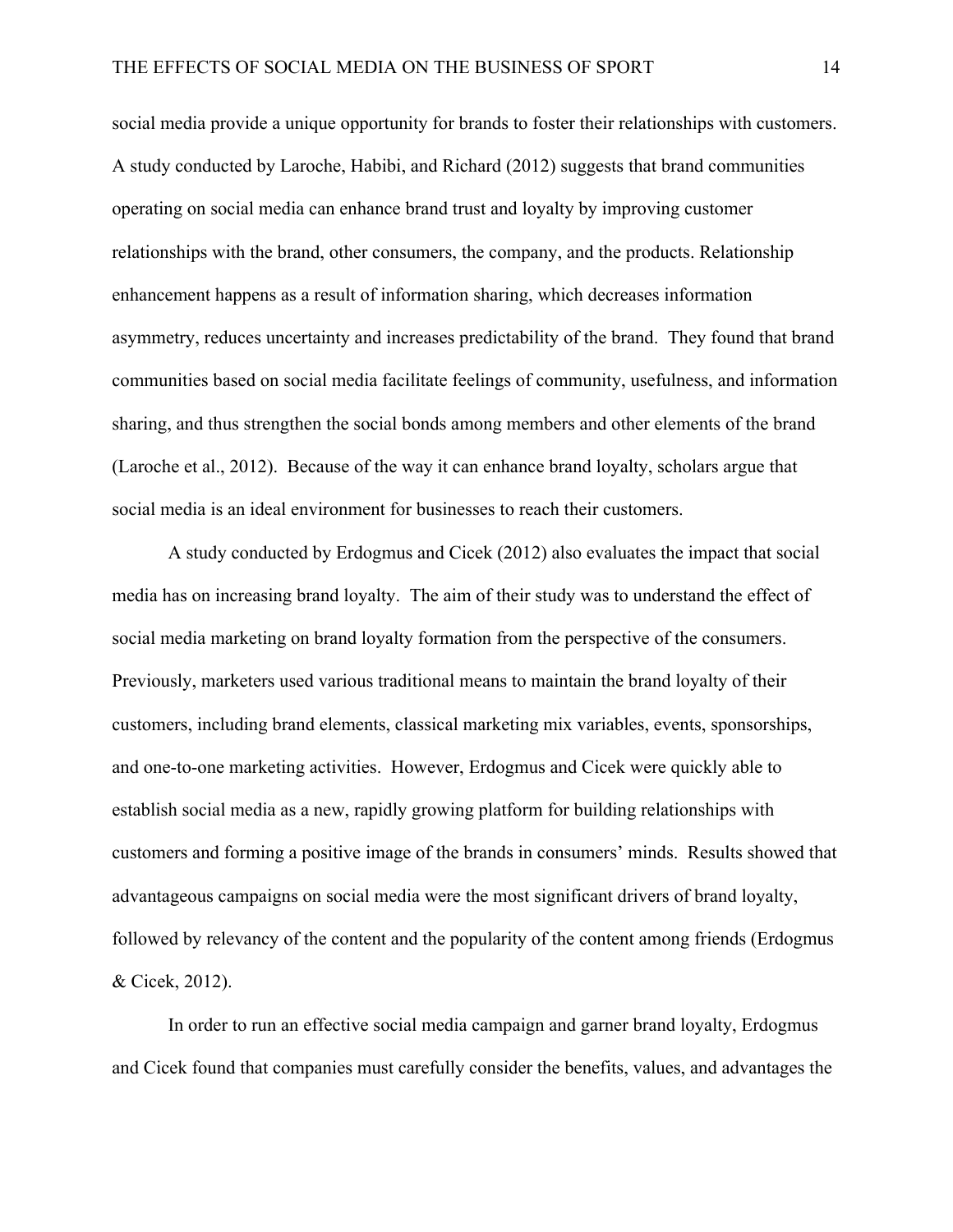social media provide a unique opportunity for brands to foster their relationships with customers. A study conducted by Laroche, Habibi, and Richard (2012) suggests that brand communities operating on social media can enhance brand trust and loyalty by improving customer relationships with the brand, other consumers, the company, and the products. Relationship enhancement happens as a result of information sharing, which decreases information asymmetry, reduces uncertainty and increases predictability of the brand. They found that brand communities based on social media facilitate feelings of community, usefulness, and information sharing, and thus strengthen the social bonds among members and other elements of the brand (Laroche et al., 2012). Because of the way it can enhance brand loyalty, scholars argue that social media is an ideal environment for businesses to reach their customers.

A study conducted by Erdogmus and Cicek (2012) also evaluates the impact that social media has on increasing brand loyalty. The aim of their study was to understand the effect of social media marketing on brand loyalty formation from the perspective of the consumers. Previously, marketers used various traditional means to maintain the brand loyalty of their customers, including brand elements, classical marketing mix variables, events, sponsorships, and one-to-one marketing activities. However, Erdogmus and Cicek were quickly able to establish social media as a new, rapidly growing platform for building relationships with customers and forming a positive image of the brands in consumers' minds. Results showed that advantageous campaigns on social media were the most significant drivers of brand loyalty, followed by relevancy of the content and the popularity of the content among friends (Erdogmus & Cicek, 2012).

In order to run an effective social media campaign and garner brand loyalty, Erdogmus and Cicek found that companies must carefully consider the benefits, values, and advantages the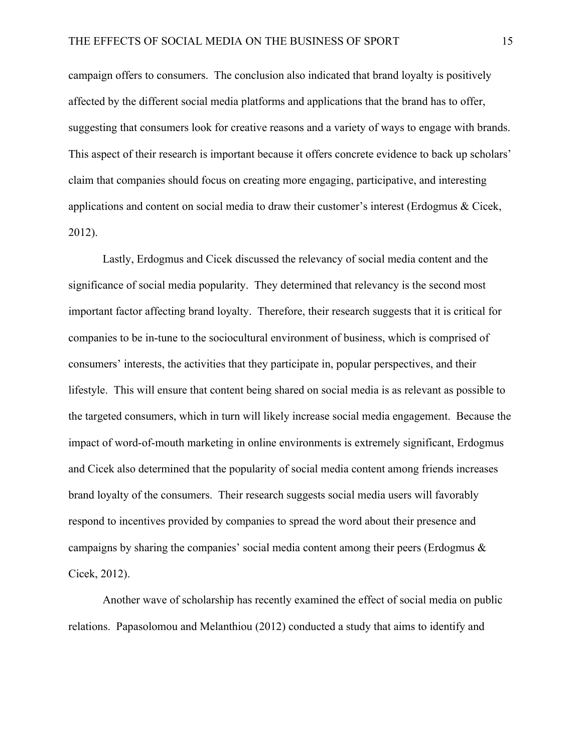campaign offers to consumers. The conclusion also indicated that brand loyalty is positively affected by the different social media platforms and applications that the brand has to offer, suggesting that consumers look for creative reasons and a variety of ways to engage with brands. This aspect of their research is important because it offers concrete evidence to back up scholars' claim that companies should focus on creating more engaging, participative, and interesting applications and content on social media to draw their customer's interest (Erdogmus & Cicek, 2012).

Lastly, Erdogmus and Cicek discussed the relevancy of social media content and the significance of social media popularity. They determined that relevancy is the second most important factor affecting brand loyalty. Therefore, their research suggests that it is critical for companies to be in-tune to the sociocultural environment of business, which is comprised of consumers' interests, the activities that they participate in, popular perspectives, and their lifestyle. This will ensure that content being shared on social media is as relevant as possible to the targeted consumers, which in turn will likely increase social media engagement. Because the impact of word-of-mouth marketing in online environments is extremely significant, Erdogmus and Cicek also determined that the popularity of social media content among friends increases brand loyalty of the consumers. Their research suggests social media users will favorably respond to incentives provided by companies to spread the word about their presence and campaigns by sharing the companies' social media content among their peers (Erdogmus & Cicek, 2012).

Another wave of scholarship has recently examined the effect of social media on public relations. Papasolomou and Melanthiou (2012) conducted a study that aims to identify and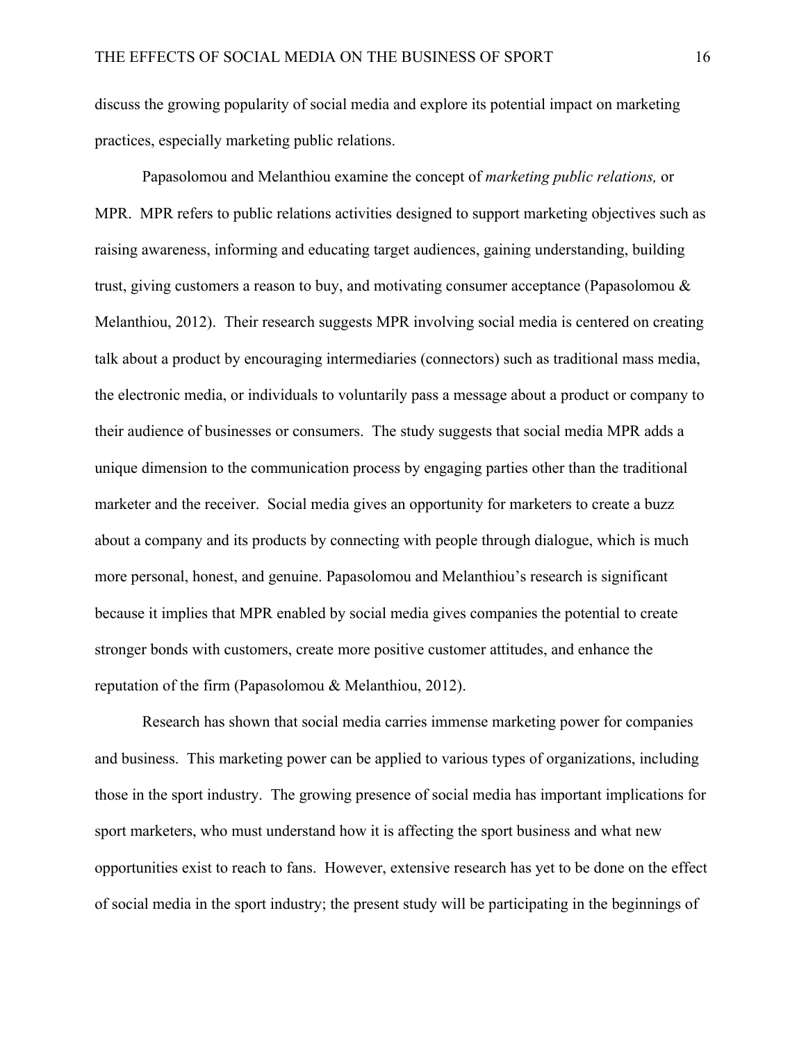discuss the growing popularity of social media and explore its potential impact on marketing practices, especially marketing public relations.

Papasolomou and Melanthiou examine the concept of *marketing public relations,* or MPR. MPR refers to public relations activities designed to support marketing objectives such as raising awareness, informing and educating target audiences, gaining understanding, building trust, giving customers a reason to buy, and motivating consumer acceptance (Papasolomou & Melanthiou, 2012). Their research suggests MPR involving social media is centered on creating talk about a product by encouraging intermediaries (connectors) such as traditional mass media, the electronic media, or individuals to voluntarily pass a message about a product or company to their audience of businesses or consumers. The study suggests that social media MPR adds a unique dimension to the communication process by engaging parties other than the traditional marketer and the receiver. Social media gives an opportunity for marketers to create a buzz about a company and its products by connecting with people through dialogue, which is much more personal, honest, and genuine. Papasolomou and Melanthiou's research is significant because it implies that MPR enabled by social media gives companies the potential to create stronger bonds with customers, create more positive customer attitudes, and enhance the reputation of the firm (Papasolomou & Melanthiou, 2012).

Research has shown that social media carries immense marketing power for companies and business. This marketing power can be applied to various types of organizations, including those in the sport industry. The growing presence of social media has important implications for sport marketers, who must understand how it is affecting the sport business and what new opportunities exist to reach to fans. However, extensive research has yet to be done on the effect of social media in the sport industry; the present study will be participating in the beginnings of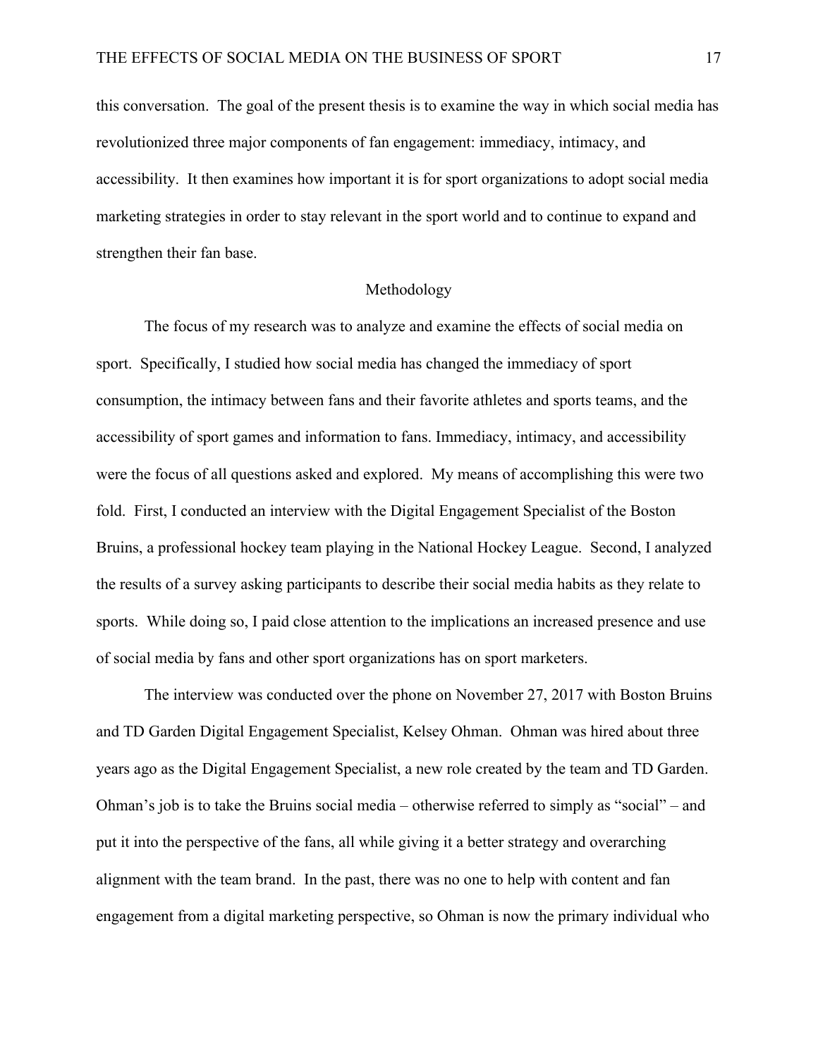this conversation. The goal of the present thesis is to examine the way in which social media has revolutionized three major components of fan engagement: immediacy, intimacy, and accessibility. It then examines how important it is for sport organizations to adopt social media marketing strategies in order to stay relevant in the sport world and to continue to expand and strengthen their fan base.

## Methodology

The focus of my research was to analyze and examine the effects of social media on sport. Specifically, I studied how social media has changed the immediacy of sport consumption, the intimacy between fans and their favorite athletes and sports teams, and the accessibility of sport games and information to fans. Immediacy, intimacy, and accessibility were the focus of all questions asked and explored. My means of accomplishing this were two fold. First, I conducted an interview with the Digital Engagement Specialist of the Boston Bruins, a professional hockey team playing in the National Hockey League. Second, I analyzed the results of a survey asking participants to describe their social media habits as they relate to sports. While doing so, I paid close attention to the implications an increased presence and use of social media by fans and other sport organizations has on sport marketers.

The interview was conducted over the phone on November 27, 2017 with Boston Bruins and TD Garden Digital Engagement Specialist, Kelsey Ohman. Ohman was hired about three years ago as the Digital Engagement Specialist, a new role created by the team and TD Garden. Ohman's job is to take the Bruins social media – otherwise referred to simply as "social" – and put it into the perspective of the fans, all while giving it a better strategy and overarching alignment with the team brand. In the past, there was no one to help with content and fan engagement from a digital marketing perspective, so Ohman is now the primary individual who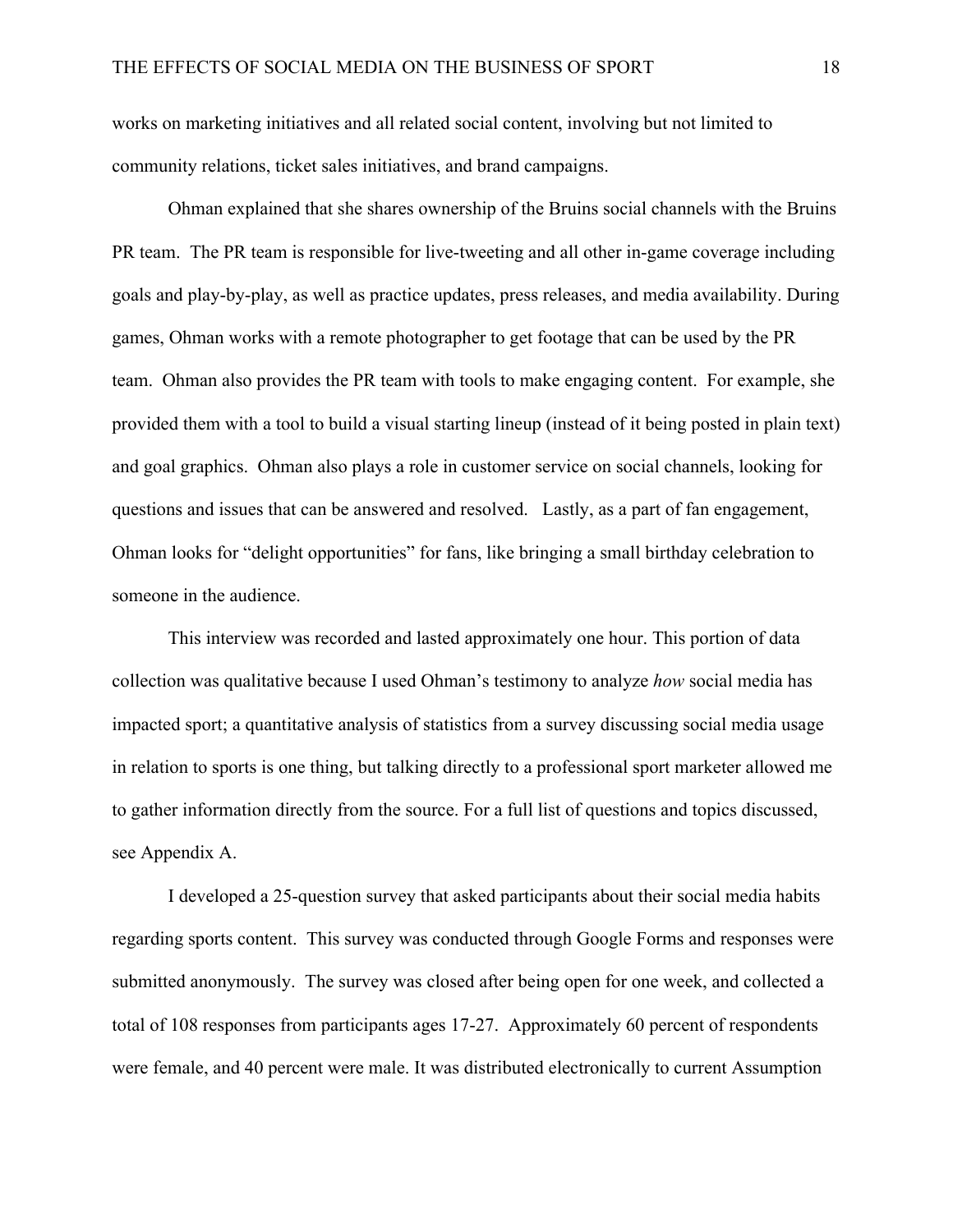works on marketing initiatives and all related social content, involving but not limited to community relations, ticket sales initiatives, and brand campaigns.

Ohman explained that she shares ownership of the Bruins social channels with the Bruins PR team. The PR team is responsible for live-tweeting and all other in-game coverage including goals and play-by-play, as well as practice updates, press releases, and media availability. During games, Ohman works with a remote photographer to get footage that can be used by the PR team. Ohman also provides the PR team with tools to make engaging content. For example, she provided them with a tool to build a visual starting lineup (instead of it being posted in plain text) and goal graphics. Ohman also plays a role in customer service on social channels, looking for questions and issues that can be answered and resolved. Lastly, as a part of fan engagement, Ohman looks for "delight opportunities" for fans, like bringing a small birthday celebration to someone in the audience.

This interview was recorded and lasted approximately one hour. This portion of data collection was qualitative because I used Ohman's testimony to analyze *how* social media has impacted sport; a quantitative analysis of statistics from a survey discussing social media usage in relation to sports is one thing, but talking directly to a professional sport marketer allowed me to gather information directly from the source. For a full list of questions and topics discussed, see Appendix A.

I developed a 25-question survey that asked participants about their social media habits regarding sports content. This survey was conducted through Google Forms and responses were submitted anonymously. The survey was closed after being open for one week, and collected a total of 108 responses from participants ages 17-27. Approximately 60 percent of respondents were female, and 40 percent were male. It was distributed electronically to current Assumption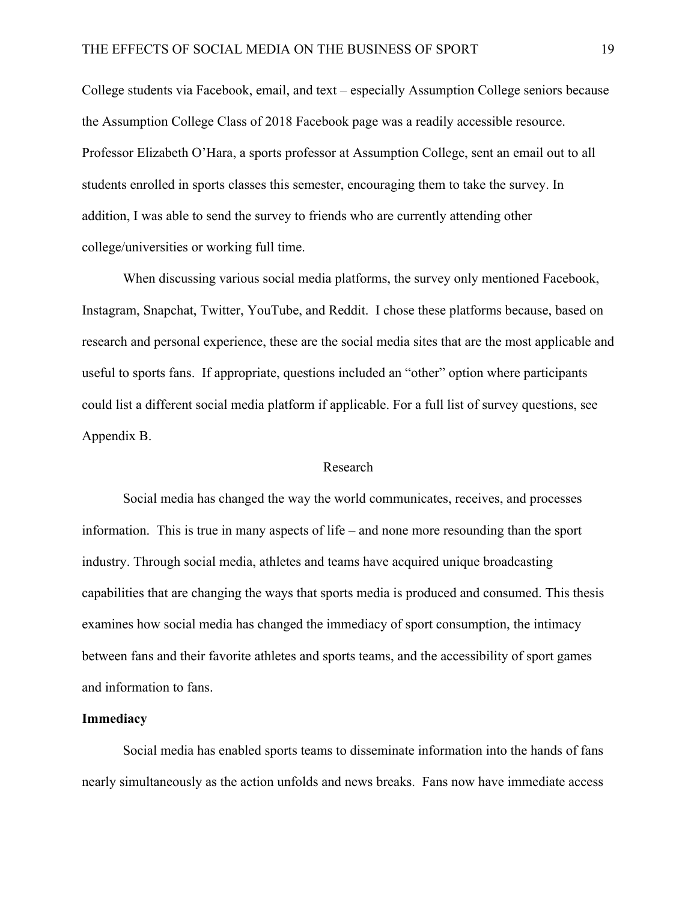College students via Facebook, email, and text – especially Assumption College seniors because the Assumption College Class of 2018 Facebook page was a readily accessible resource. Professor Elizabeth O'Hara, a sports professor at Assumption College, sent an email out to all students enrolled in sports classes this semester, encouraging them to take the survey. In addition, I was able to send the survey to friends who are currently attending other college/universities or working full time.

When discussing various social media platforms, the survey only mentioned Facebook, Instagram, Snapchat, Twitter, YouTube, and Reddit. I chose these platforms because, based on research and personal experience, these are the social media sites that are the most applicable and useful to sports fans. If appropriate, questions included an "other" option where participants could list a different social media platform if applicable. For a full list of survey questions, see Appendix B.

## Research

Social media has changed the way the world communicates, receives, and processes information. This is true in many aspects of life – and none more resounding than the sport industry. Through social media, athletes and teams have acquired unique broadcasting capabilities that are changing the ways that sports media is produced and consumed. This thesis examines how social media has changed the immediacy of sport consumption, the intimacy between fans and their favorite athletes and sports teams, and the accessibility of sport games and information to fans.

### Immediacy

Social media has enabled sports teams to disseminate information into the hands of fans nearly simultaneously as the action unfolds and news breaks. Fans now have immediate access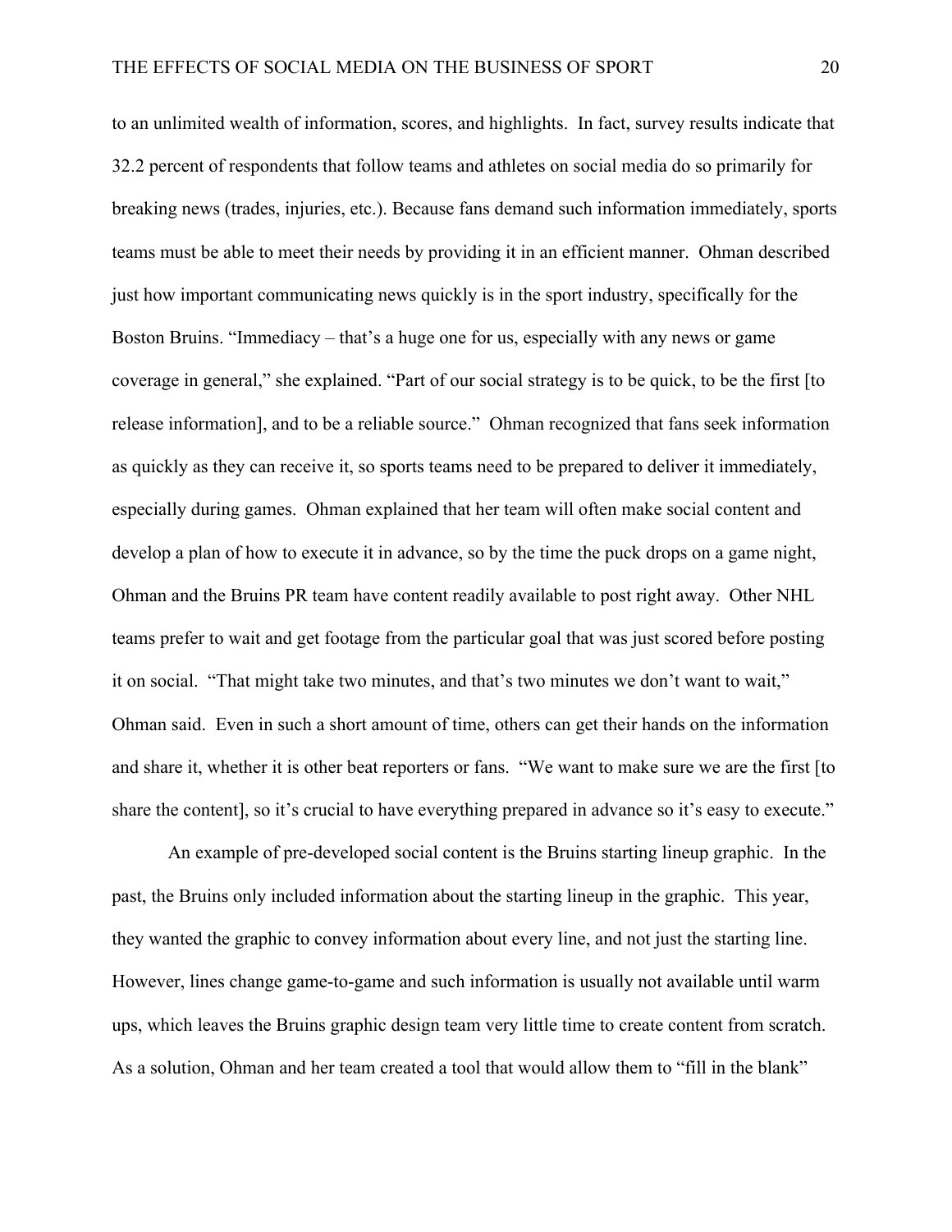to an unlimited wealth of information, scores, and highlights. In fact, survey results indicate that 32.2 percent of respondents that follow teams and athletes on social media do so primarily for breaking news (trades, injuries, etc.). Because fans demand such information immediately, sports teams must be able to meet their needs by providing it in an efficient manner. Ohman described just how important communicating news quickly is in the sport industry, specifically for the Boston Bruins. "Immediacy – that's a huge one for us, especially with any news or game coverage in general," she explained. "Part of our social strategy is to be quick, to be the first [to release information], and to be a reliable source." Ohman recognized that fans seek information as quickly as they can receive it, so sports teams need to be prepared to deliver it immediately, especially during games. Ohman explained that her team will often make social content and develop a plan of how to execute it in advance, so by the time the puck drops on a game night, Ohman and the Bruins PR team have content readily available to post right away. Other NHL teams prefer to wait and get footage from the particular goal that was just scored before posting it on social. "That might take two minutes, and that's two minutes we don't want to wait," Ohman said. Even in such a short amount of time, others can get their hands on the information and share it, whether it is other beat reporters or fans. "We want to make sure we are the first [to share the content], so it's crucial to have everything prepared in advance so it's easy to execute."

An example of pre-developed social content is the Bruins starting lineup graphic. In the past, the Bruins only included information about the starting lineup in the graphic. This year, they wanted the graphic to convey information about every line, and not just the starting line. However, lines change game-to-game and such information is usually not available until warm ups, which leaves the Bruins graphic design team very little time to create content from scratch. As a solution, Ohman and her team created a tool that would allow them to "fill in the blank"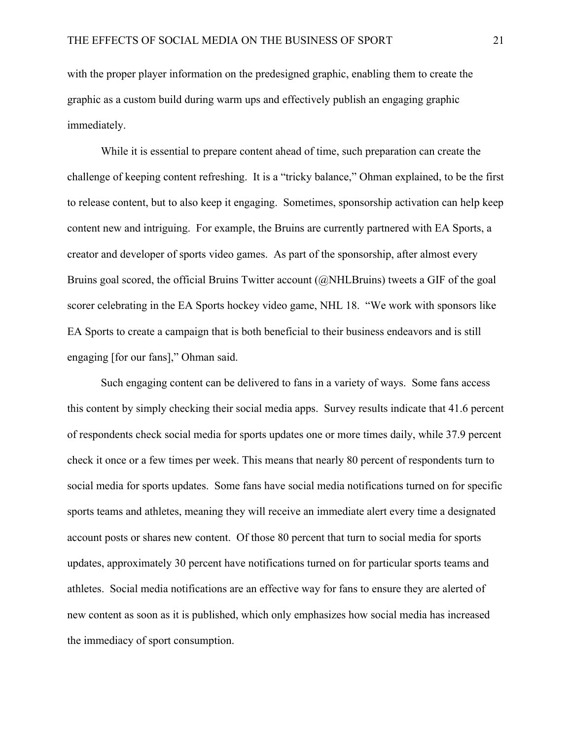with the proper player information on the predesigned graphic, enabling them to create the graphic as a custom build during warm ups and effectively publish an engaging graphic immediately.

While it is essential to prepare content ahead of time, such preparation can create the challenge of keeping content refreshing. It is a "tricky balance," Ohman explained, to be the first to release content, but to also keep it engaging. Sometimes, sponsorship activation can help keep content new and intriguing. For example, the Bruins are currently partnered with EA Sports, a creator and developer of sports video games. As part of the sponsorship, after almost every Bruins goal scored, the official Bruins Twitter account (@NHLBruins) tweets a GIF of the goal scorer celebrating in the EA Sports hockey video game, NHL 18. "We work with sponsors like EA Sports to create a campaign that is both beneficial to their business endeavors and is still engaging [for our fans]," Ohman said.

Such engaging content can be delivered to fans in a variety of ways. Some fans access this content by simply checking their social media apps. Survey results indicate that 41.6 percent of respondents check social media for sports updates one or more times daily, while 37.9 percent check it once or a few times per week. This means that nearly 80 percent of respondents turn to social media for sports updates. Some fans have social media notifications turned on for specific sports teams and athletes, meaning they will receive an immediate alert every time a designated account posts or shares new content. Of those 80 percent that turn to social media for sports updates, approximately 30 percent have notifications turned on for particular sports teams and athletes. Social media notifications are an effective way for fans to ensure they are alerted of new content as soon as it is published, which only emphasizes how social media has increased the immediacy of sport consumption.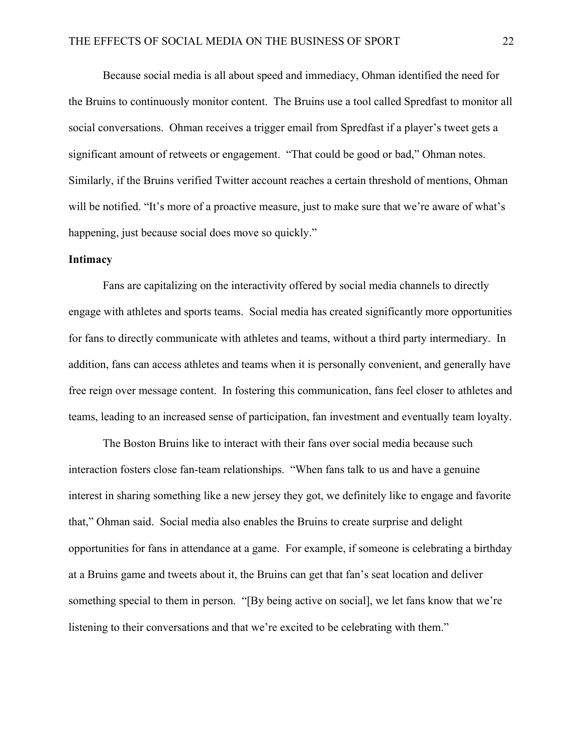Because social media is all about speed and immediacy, Ohman identified the need for the Bruins to continuously monitor content. The Bruins use a tool called Spredfast to monitor all social conversations. Ohman receives a trigger email from Spredfast if a player's tweet gets a significant amount of retweets or engagement. "That could be good or bad," Ohman notes. Similarly, if the Bruins verified Twitter account reaches a certain threshold of mentions, Ohman will be notified. "It's more of a proactive measure, just to make sure that we're aware of what's happening, just because social does move so quickly."

**Intimacy**

Fans are capitalizing on the interactivity offered by social media channels to directly engage with athletes and sports teams. Social media has created significantly more opportunities for fans to directly communicate with athletes and teams, without a third party intermediary. In addition, fans can access athletes and teams when it is personally convenient, and generally have free reign over message content. In fostering this communication, fans feel closer to athletes and teams, leading to an increased sense of participation, fan investment and eventually team loyalty.

The Boston Bruins like to interact with their fans over social media because such interaction fosters close fan-team relationships. "When fans talk to us and have a genuine interest in sharing something like a new jersey they got, we definitely like to engage and favorite that," Ohman said. Social media also enables the Bruins to create surprise and delight opportunities for fans in attendance at a game. For example, if someone is celebrating a birthday at a Bruins game and tweets about it, the Bruins can get that fan's seat location and deliver something special to them in person. "[By being active on social], we let fans know that we're listening to their conversations and that we're excited to be celebrating with them."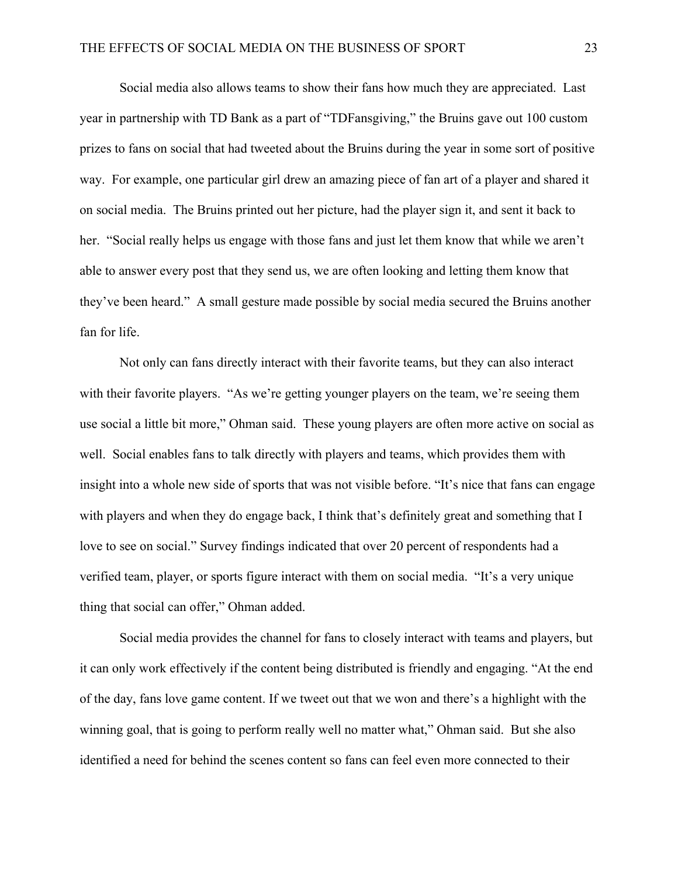Social media also allows teams to show their fans how much they are appreciated. Last year in partnership with TD Bank as a part of "TDFansgiving," the Bruins gave out 100 custom prizes to fans on social that had tweeted about the Bruins during the year in some sort of positive way. For example, one particular girl drew an amazing piece of fan art of a player and shared it on social media. The Bruins printed out her picture, had the player sign it, and sent it back to her. "Social really helps us engage with those fans and just let them know that while we aren't able to answer every post that they send us, we are often looking and letting them know that they've been heard." A small gesture made possible by social media secured the Bruins another fan for life.

Not only can fans directly interact with their favorite teams, but they can also interact with their favorite players. "As we're getting younger players on the team, we're seeing them use social a little bit more," Ohman said. These young players are often more active on social as well. Social enables fans to talk directly with players and teams, which provides them with insight into a whole new side of sports that was not visible before. "It's nice that fans can engage with players and when they do engage back, I think that's definitely great and something that I love to see on social." Survey findings indicated that over 20 percent of respondents had a verified team, player, or sports figure interact with them on social media. "It's a very unique thing that social can offer," Ohman added.

Social media provides the channel for fans to closely interact with teams and players, but it can only work effectively if the content being distributed is friendly and engaging. "At the end of the day, fans love game content. If we tweet out that we won and there's a highlight with the winning goal, that is going to perform really well no matter what," Ohman said. But she also identified a need for behind the scenes content so fans can feel even more connected to their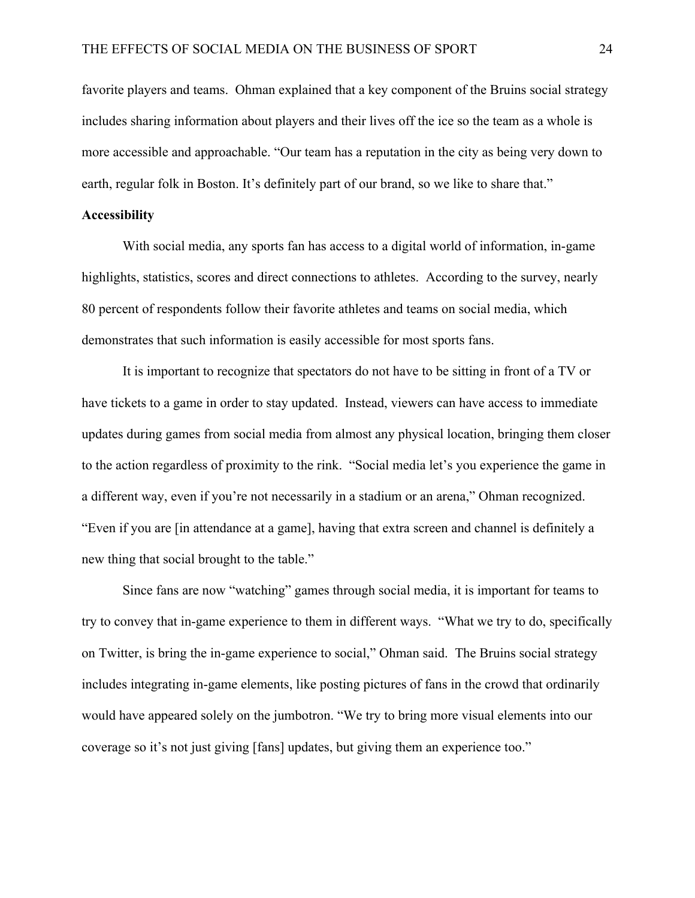favorite players and teams. Ohman explained that a key component of the Bruins social strategy includes sharing information about players and their lives off the ice so the team as a whole is more accessible and approachable. “Our team has a reputation in the city as being very down to earth, regular folk in Boston. It’s definitely part of our brand, so we like to share that.”

**Accessibility**

With social media, any sports fan has access to a digital world of information, in-game highlights, statistics, scores and direct connections to athletes. According to the survey, nearly 80 percent of respondents follow their favorite athletes and teams on social media, which demonstrates that such information is easily accessible for most sports fans.

It is important to recognize that spectators do not have to be sitting in front of a TV or have tickets to a game in order to stay updated. Instead, viewers can have access to immediate updates during games from social media from almost any physical location, bringing them closer to the action regardless of proximity to the rink. “Social media let’s you experience the game in a different way, even if you’re not necessarily in a stadium or an arena,” Ohman recognized. “Even if you are [in attendance at a game], having that extra screen and channel is definitely a new thing that social brought to the table.”

Since fans are now “watching” games through social media, it is important for teams to try to convey that in-game experience to them in different ways. “What we try to do, specifically on Twitter, is bring the in-game experience to social,” Ohman said. The Bruins social strategy includes integrating in-game elements, like posting pictures of fans in the crowd that ordinarily would have appeared solely on the jumbotron. “We try to bring more visual elements into our coverage so it’s not just giving [fans] updates, but giving them an experience too.”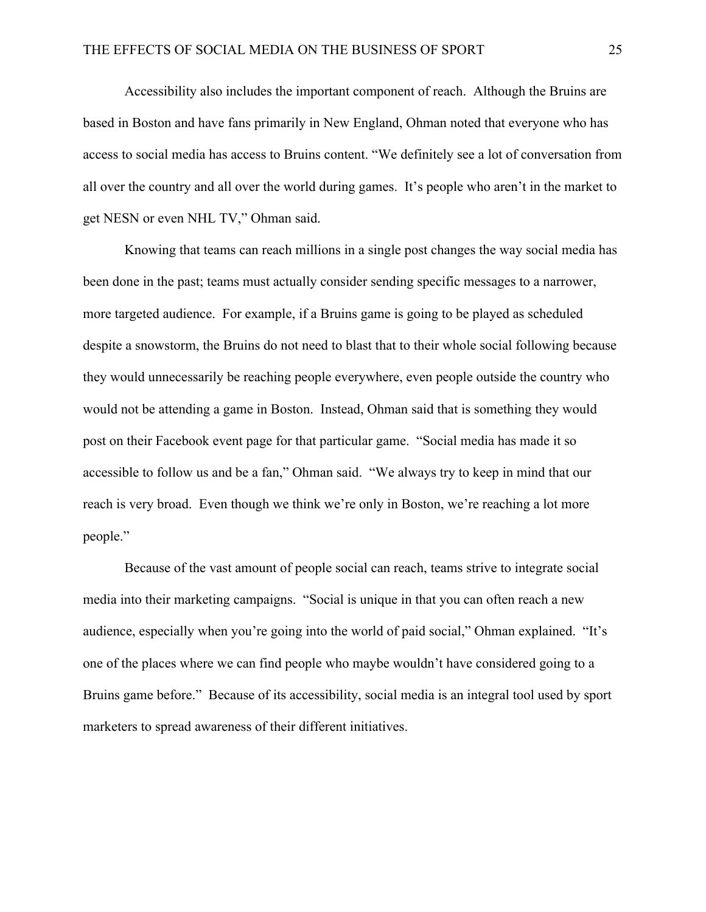Accessibility also includes the important component of reach. Although the Bruins are based in Boston and have fans primarily in New England, Ohman noted that everyone who has access to social media has access to Bruins content. "We definitely see a lot of conversation from all over the country and all over the world during games. It's people who aren't in the market to get NESN or even NHL TV," Ohman said.

Knowing that teams can reach millions in a single post changes the way social media has been done in the past; teams must actually consider sending specific messages to a narrower, more targeted audience. For example, if a Bruins game is going to be played as scheduled despite a snowstorm, the Bruins do not need to blast that to their whole social following because they would unnecessarily be reaching people everywhere, even people outside the country who would not be attending a game in Boston. Instead, Ohman said that is something they would post on their Facebook event page for that particular game. "Social media has made it so accessible to follow us and be a fan," Ohman said. "We always try to keep in mind that our reach is very broad. Even though we think we're only in Boston, we're reaching a lot more people."

Because of the vast amount of people social can reach, teams strive to integrate social media into their marketing campaigns. "Social is unique in that you can often reach a new audience, especially when you're going into the world of paid social," Ohman explained. "It's one of the places where we can find people who maybe wouldn't have considered going to a Bruins game before." Because of its accessibility, social media is an integral tool used by sport marketers to spread awareness of their different initiatives.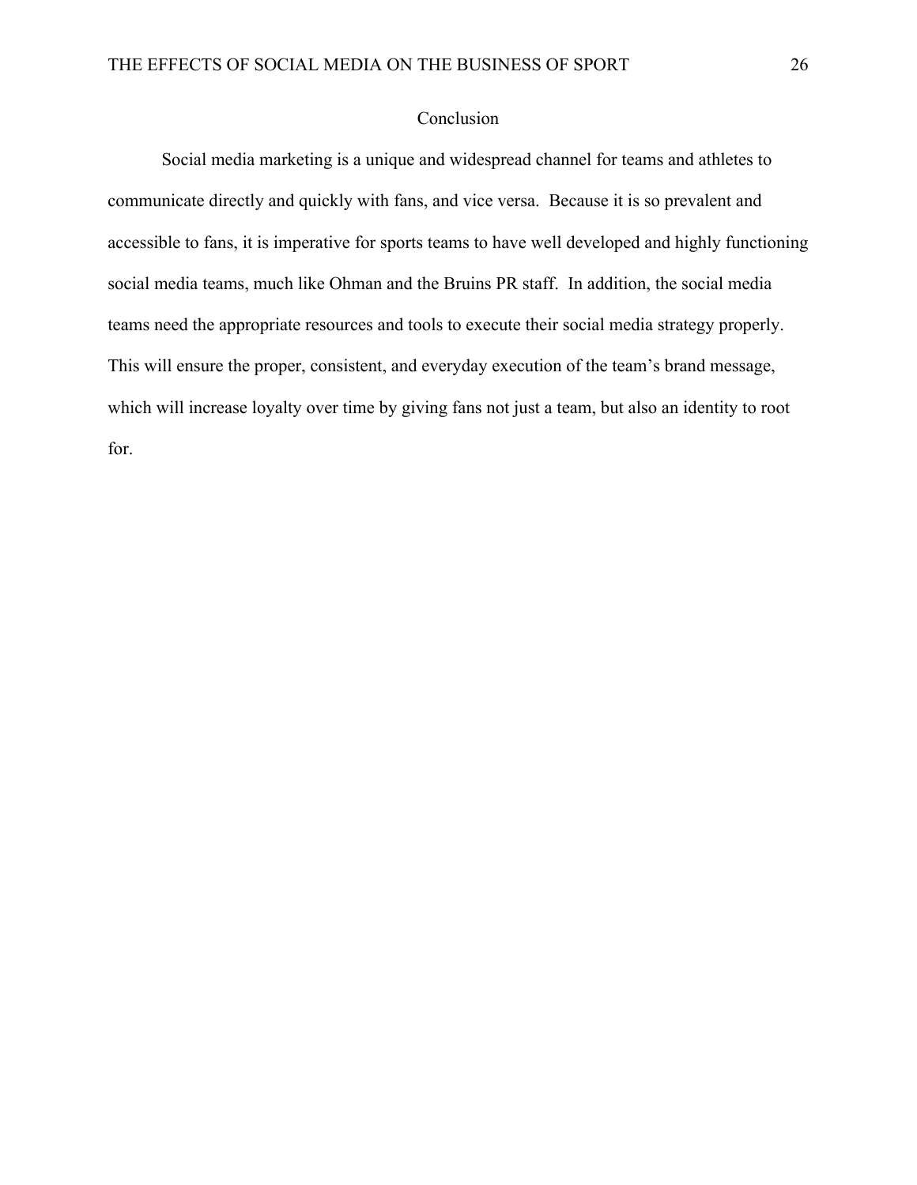# Conclusion

Social media marketing is a unique and widespread channel for teams and athletes to communicate directly and quickly with fans, and vice versa. Because it is so prevalent and accessible to fans, it is imperative for sports teams to have well developed and highly functioning social media teams, much like Ohman and the Bruins PR staff. In addition, the social media teams need the appropriate resources and tools to execute their social media strategy properly. This will ensure the proper, consistent, and everyday execution of the team's brand message, which will increase loyalty over time by giving fans not just a team, but also an identity to root for.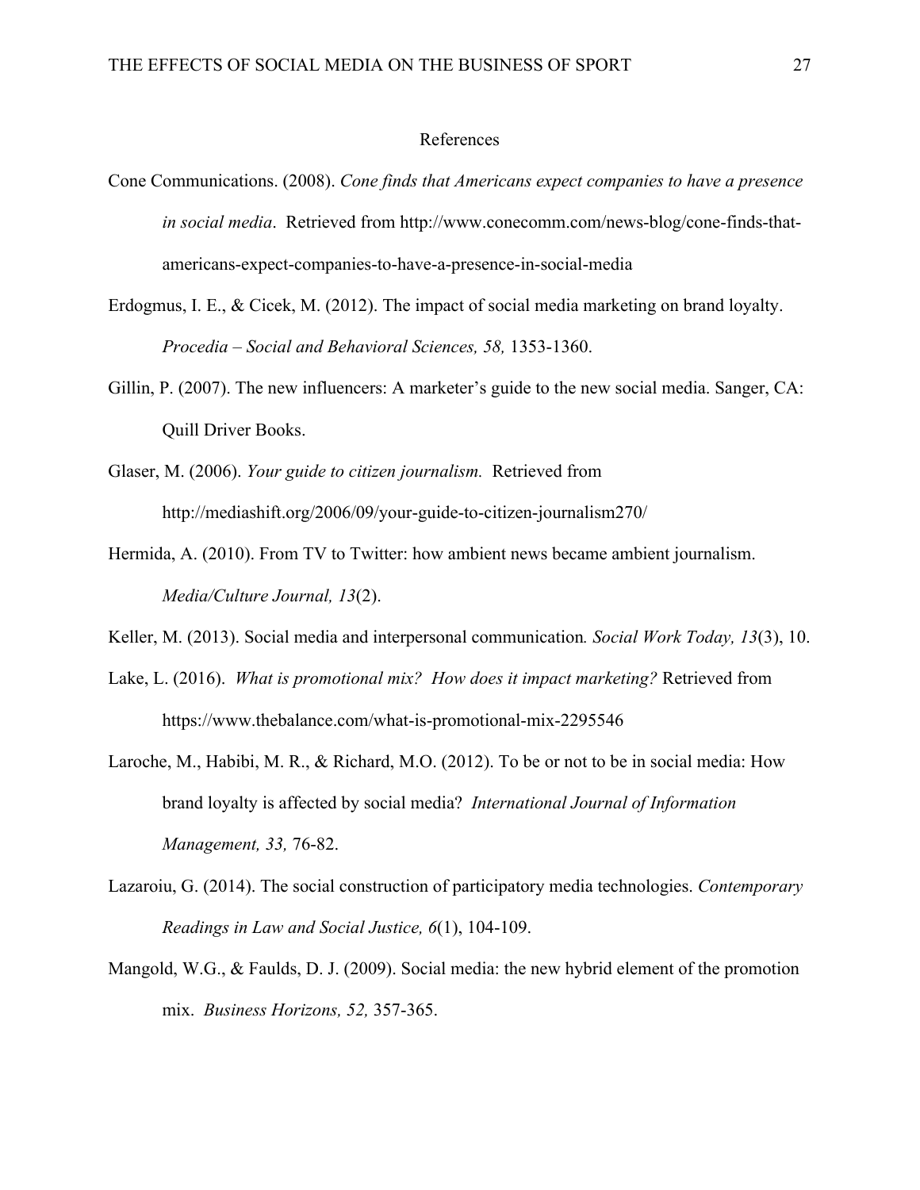# References

Cone Communications. (2008). *Cone finds that Americans expect companies to have a presence in social media*. Retrieved from http://www.conecomm.com/news-blog/cone-finds-that-americans-expect-companies-to-have-a-presence-in-social-media

Erdogmus, I. E., & Cicek, M. (2012). The impact of social media marketing on brand loyalty. *Procedia – Social and Behavioral Sciences, 58,* 1353-1360.

Gillin, P. (2007). The new influencers: A marketer's guide to the new social media. Sanger, CA: Quill Driver Books.

Glaser, M. (2006). *Your guide to citizen journalism.* Retrieved from http://mediashift.org/2006/09/your-guide-to-citizen-journalism270/

Hermida, A. (2010). From TV to Twitter: how ambient news became ambient journalism. *Media/Culture Journal, 13*(2).

Keller, M. (2013). Social media and interpersonal communication*. Social Work Today, 13*(3), 10.

Lake, L. (2016). *What is promotional mix? How does it impact marketing?* Retrieved from https://www.thebalance.com/what-is-promotional-mix-2295546

Laroche, M., Habibi, M. R., & Richard, M.O. (2012). To be or not to be in social media: How brand loyalty is affected by social media? *International Journal of Information Management, 33,* 76-82.

Lazaroiu, G. (2014). The social construction of participatory media technologies. *Contemporary Readings in Law and Social Justice, 6*(1), 104-109.

Mangold, W.G., & Faulds, D. J. (2009). Social media: the new hybrid element of the promotion mix. *Business Horizons, 52,* 357-365.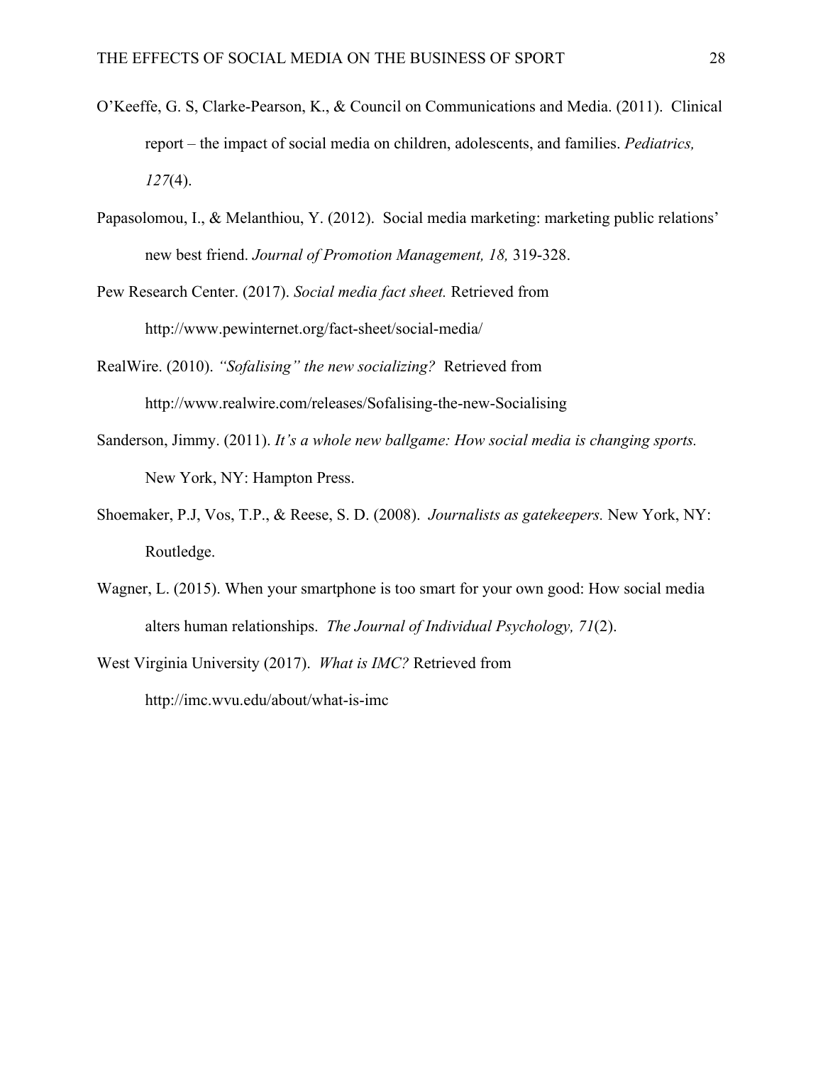O'Keeffe, G. S, Clarke-Pearson, K., & Council on Communications and Media. (2011). Clinical report – the impact of social media on children, adolescents, and families. *Pediatrics, 127*(4).

Papasolomou, I., & Melanthiou, Y. (2012). Social media marketing: marketing public relations' new best friend. *Journal of Promotion Management, 18,* 319-328.

Pew Research Center. (2017). *Social media fact sheet.* Retrieved from http://www.pewinternet.org/fact-sheet/social-media/

RealWire. (2010). *"Sofalising" the new socializing?* Retrieved from http://www.realwire.com/releases/Sofalising-the-new-Socialising

Sanderson, Jimmy. (2011). *It's a whole new ballgame: How social media is changing sports.* New York, NY: Hampton Press.

Shoemaker, P.J, Vos, T.P., & Reese, S. D. (2008). *Journalists as gatekeepers.* New York, NY: Routledge.

Wagner, L. (2015). When your smartphone is too smart for your own good: How social media alters human relationships. *The Journal of Individual Psychology, 71*(2).

West Virginia University (2017). *What is IMC?* Retrieved from http://imc.wvu.edu/about/what-is-imc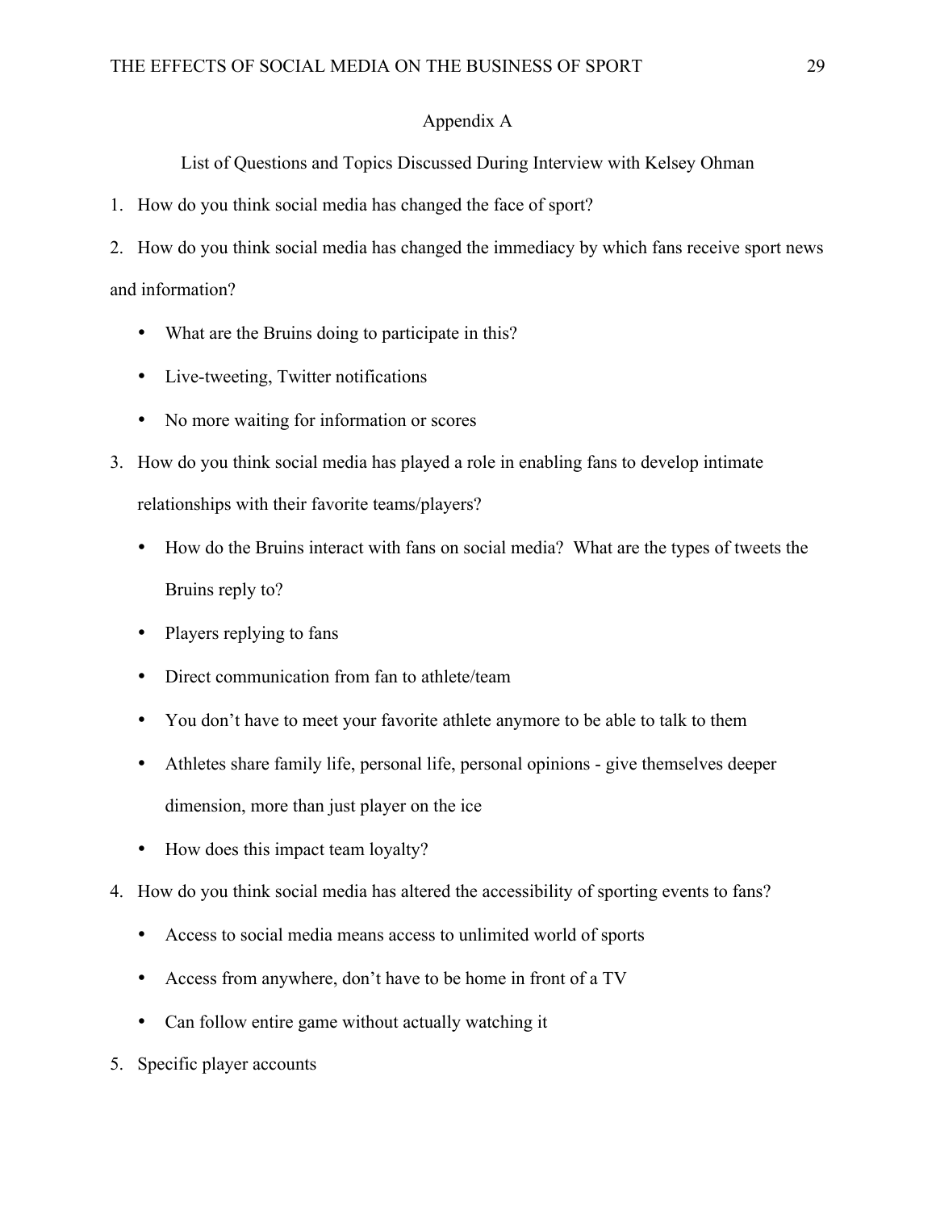## Appendix A

List of Questions and Topics Discussed During Interview with Kelsey Ohman

1. How do you think social media has changed the face of sport?
2. How do you think social media has changed the immediacy by which fans receive sport news and information?
    - What are the Bruins doing to participate in this?
    - Live-tweeting, Twitter notifications
    - No more waiting for information or scores
3. How do you think social media has played a role in enabling fans to develop intimate relationships with their favorite teams/players?
    - How do the Bruins interact with fans on social media? What are the types of tweets the Bruins reply to?
    - Players replying to fans
    - Direct communication from fan to athlete/team
    - You don't have to meet your favorite athlete anymore to be able to talk to them
    - Athletes share family life, personal life, personal opinions - give themselves deeper dimension, more than just player on the ice
    - How does this impact team loyalty?
4. How do you think social media has altered the accessibility of sporting events to fans?
    - Access to social media means access to unlimited world of sports
    - Access from anywhere, don't have to be home in front of a TV
    - Can follow entire game without actually watching it
5. Specific player accounts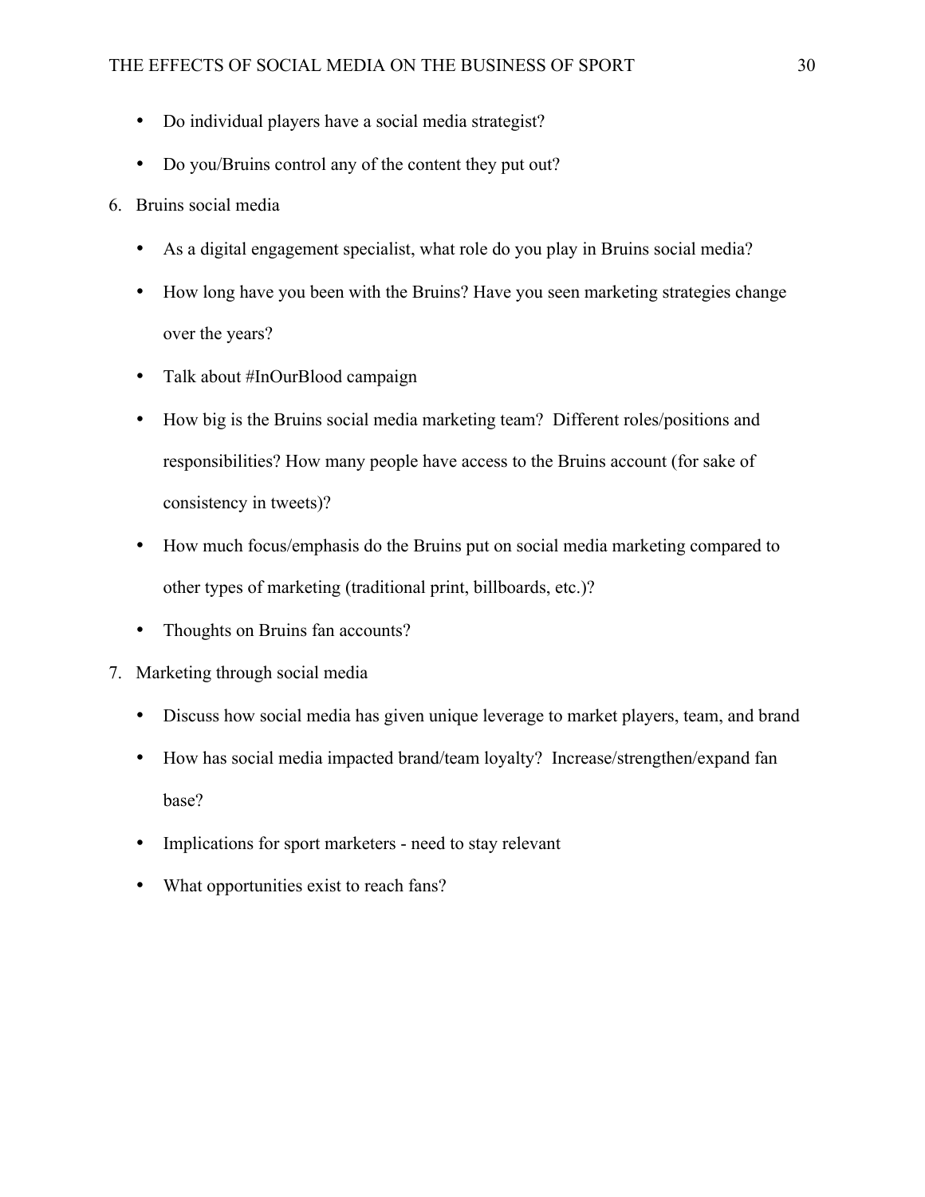- Do individual players have a social media strategist?
- Do you/Bruins control any of the content they put out?

6. Bruins social media

    - As a digital engagement specialist, what role do you play in Bruins social media?
    - How long have you been with the Bruins? Have you seen marketing strategies change over the years?
    - Talk about #InOurBlood campaign
    - How big is the Bruins social media marketing team? Different roles/positions and responsibilities? How many people have access to the Bruins account (for sake of consistency in tweets)?
    - How much focus/emphasis do the Bruins put on social media marketing compared to other types of marketing (traditional print, billboards, etc.)?
    - Thoughts on Bruins fan accounts?

7. Marketing through social media

    - Discuss how social media has given unique leverage to market players, team, and brand
    - How has social media impacted brand/team loyalty? Increase/strengthen/expand fan base?
    - Implications for sport marketers - need to stay relevant
    - What opportunities exist to reach fans?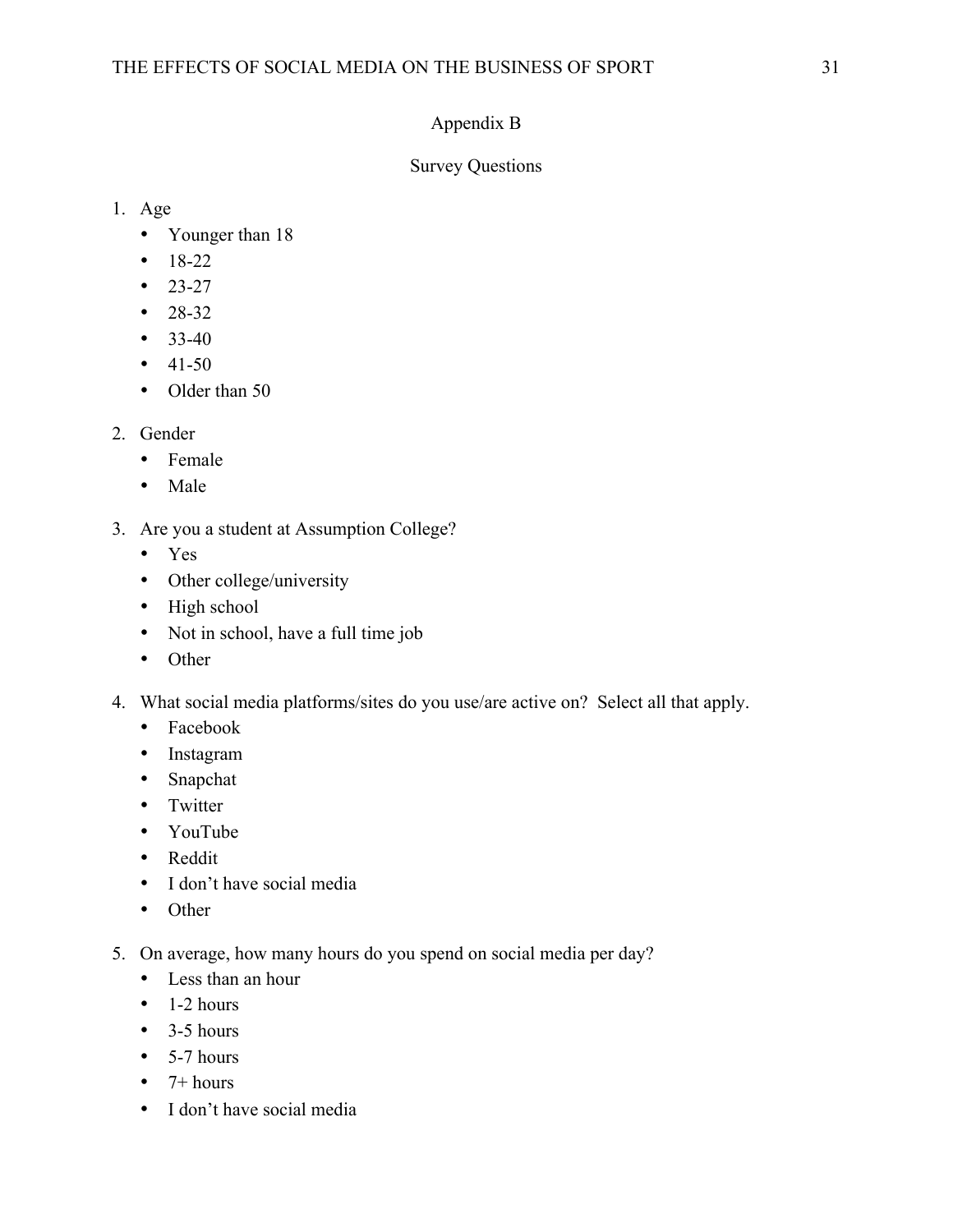## Appendix B

### Survey Questions

1. Age
   - Younger than 18
   - 18-22
   - 23-27
   - 28-32
   - 33-40
   - 41-50
   - Older than 50

2. Gender
   - Female
   - Male

3. Are you a student at Assumption College?
   - Yes
   - Other college/university
   - High school
   - Not in school, have a full time job
   - Other

4. What social media platforms/sites do you use/are active on? Select all that apply.
   - Facebook
   - Instagram
   - Snapchat
   - Twitter
   - YouTube
   - Reddit
   - I don't have social media
   - Other

5. On average, how many hours do you spend on social media per day?
   - Less than an hour
   - 1-2 hours
   - 3-5 hours
   - 5-7 hours
   - 7+ hours
   - I don't have social media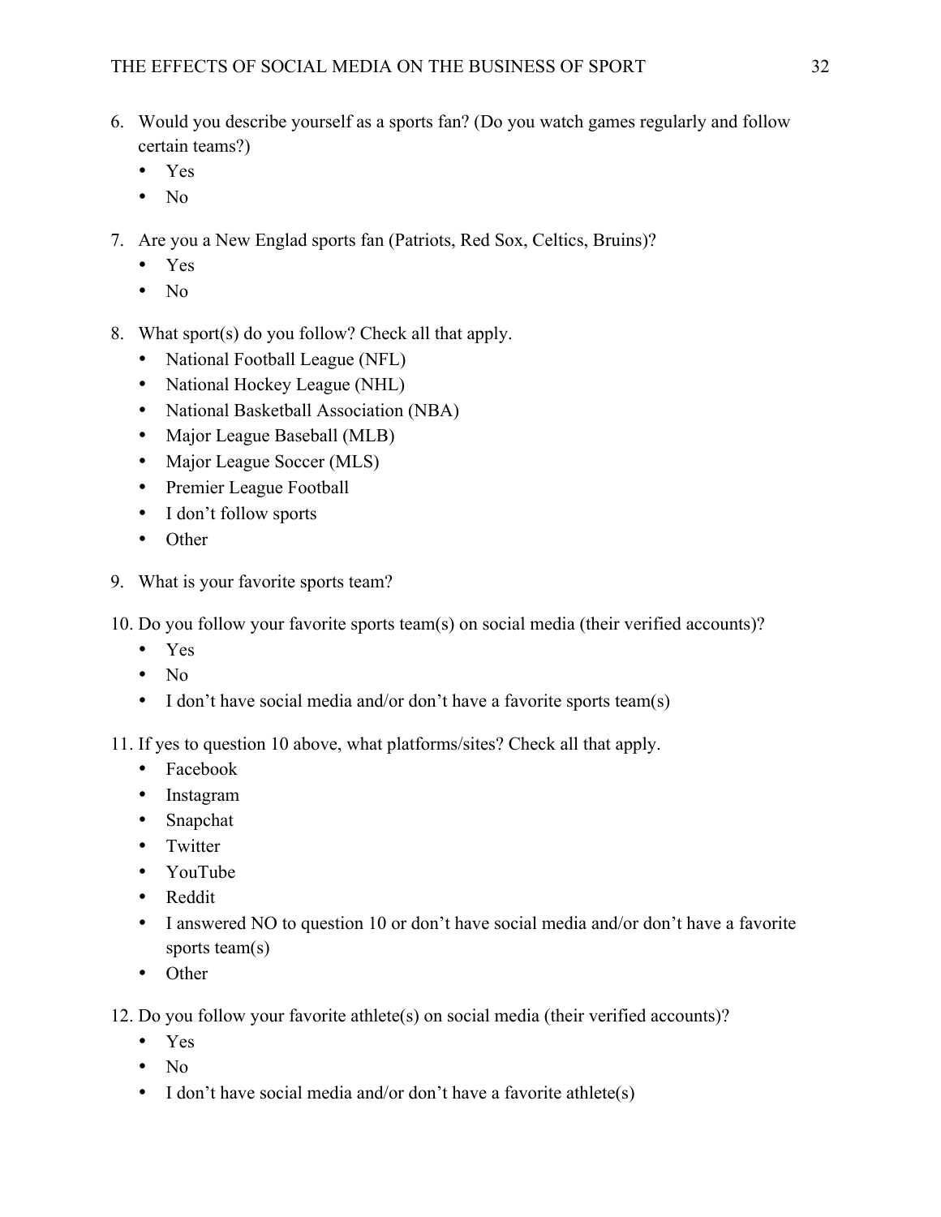6. Would you describe yourself as a sports fan? (Do you watch games regularly and follow certain teams?)
   - Yes
   - No

7. Are you a New Englad sports fan (Patriots, Red Sox, Celtics, Bruins)?
   - Yes
   - No

8. What sport(s) do you follow? Check all that apply.
   - National Football League (NFL)
   - National Hockey League (NHL)
   - National Basketball Association (NBA)
   - Major League Baseball (MLB)
   - Major League Soccer (MLS)
   - Premier League Football
   - I don't follow sports
   - Other

9. What is your favorite sports team?

10. Do you follow your favorite sports team(s) on social media (their verified accounts)?
    - Yes
    - No
    - I don't have social media and/or don't have a favorite sports team(s)

11. If yes to question 10 above, what platforms/sites? Check all that apply.
    - Facebook
    - Instagram
    - Snapchat
    - Twitter
    - YouTube
    - Reddit
    - I answered NO to question 10 or don't have social media and/or don't have a favorite sports team(s)
    - Other

12. Do you follow your favorite athlete(s) on social media (their verified accounts)?
    - Yes
    - No
    - I don't have social media and/or don't have a favorite athlete(s)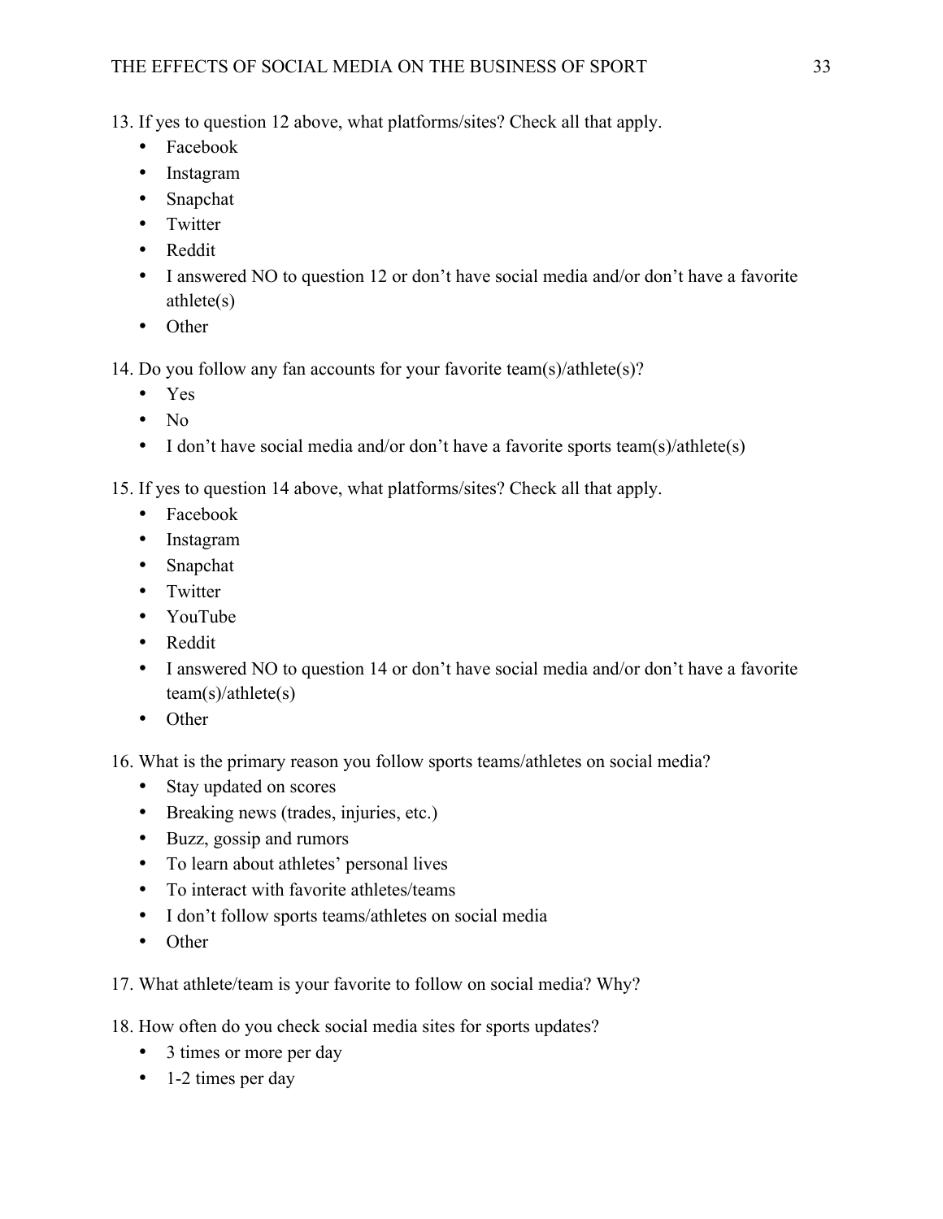13. If yes to question 12 above, what platforms/sites? Check all that apply.
    - Facebook
    - Instagram
    - Snapchat
    - Twitter
    - Reddit
    - I answered NO to question 12 or don't have social media and/or don't have a favorite athlete(s)
    - Other

14. Do you follow any fan accounts for your favorite team(s)/athlete(s)?
    - Yes
    - No
    - I don't have social media and/or don't have a favorite sports team(s)/athlete(s)

15. If yes to question 14 above, what platforms/sites? Check all that apply.
    - Facebook
    - Instagram
    - Snapchat
    - Twitter
    - YouTube
    - Reddit
    - I answered NO to question 14 or don't have social media and/or don't have a favorite team(s)/athlete(s)
    - Other

16. What is the primary reason you follow sports teams/athletes on social media?
    - Stay updated on scores
    - Breaking news (trades, injuries, etc.)
    - Buzz, gossip and rumors
    - To learn about athletes' personal lives
    - To interact with favorite athletes/teams
    - I don't follow sports teams/athletes on social media
    - Other

17. What athlete/team is your favorite to follow on social media? Why?

18. How often do you check social media sites for sports updates?
    - 3 times or more per day
    - 1-2 times per day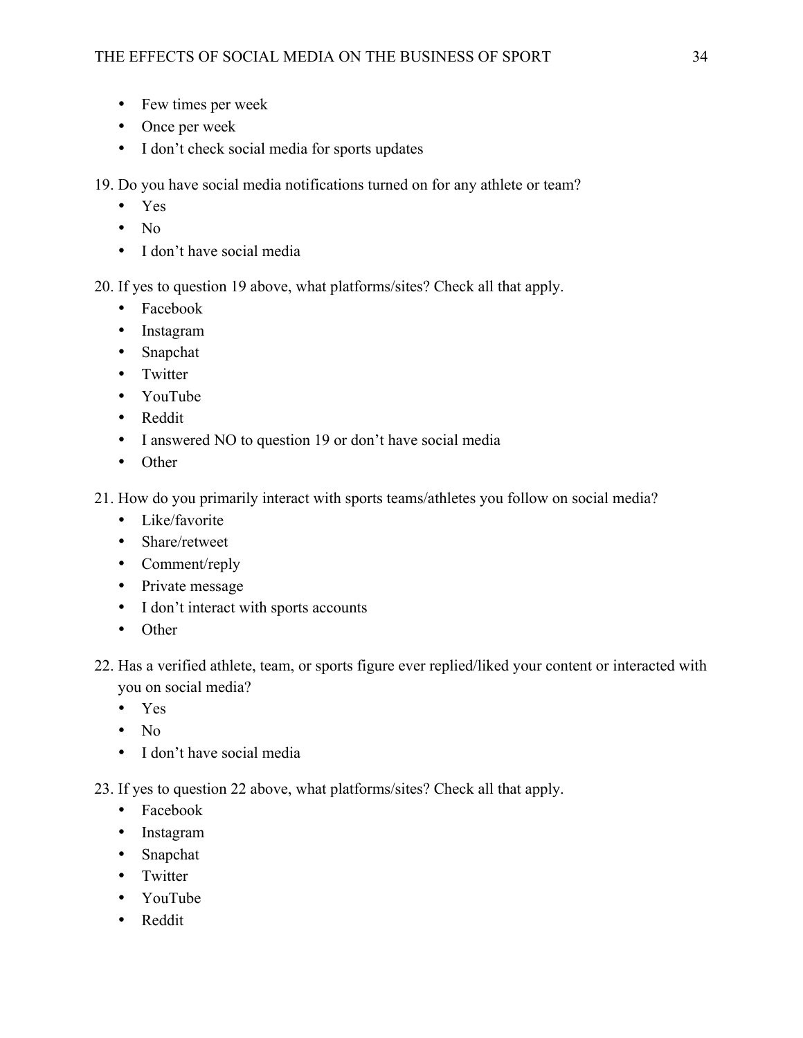- Few times per week
- Once per week
- I don’t check social media for sports updates

19. Do you have social media notifications turned on for any athlete or team?
    - Yes
    - No
    - I don’t have social media

20. If yes to question 19 above, what platforms/sites? Check all that apply.
    - Facebook
    - Instagram
    - Snapchat
    - Twitter
    - YouTube
    - Reddit
    - I answered NO to question 19 or don’t have social media
    - Other

21. How do you primarily interact with sports teams/athletes you follow on social media?
    - Like/favorite
    - Share/retweet
    - Comment/reply
    - Private message
    - I don’t interact with sports accounts
    - Other

22. Has a verified athlete, team, or sports figure ever replied/liked your content or interacted with you on social media?
    - Yes
    - No
    - I don’t have social media

23. If yes to question 22 above, what platforms/sites? Check all that apply.
    - Facebook
    - Instagram
    - Snapchat
    - Twitter
    - YouTube
    - Reddit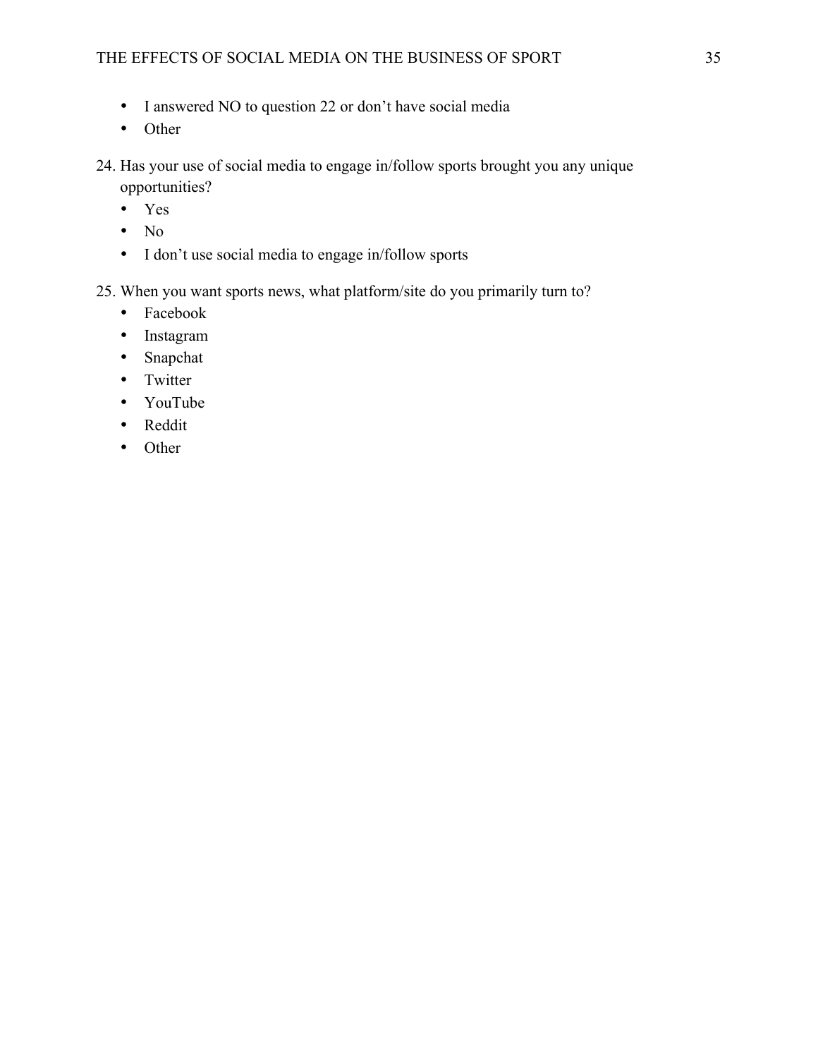- I answered NO to question 22 or don't have social media
- Other

24. Has your use of social media to engage in/follow sports brought you any unique opportunities?
    - Yes
    - No
    - I don't use social media to engage in/follow sports

25. When you want sports news, what platform/site do you primarily turn to?
    - Facebook
    - Instagram
    - Snapchat
    - Twitter
    - YouTube
    - Reddit
    - Other